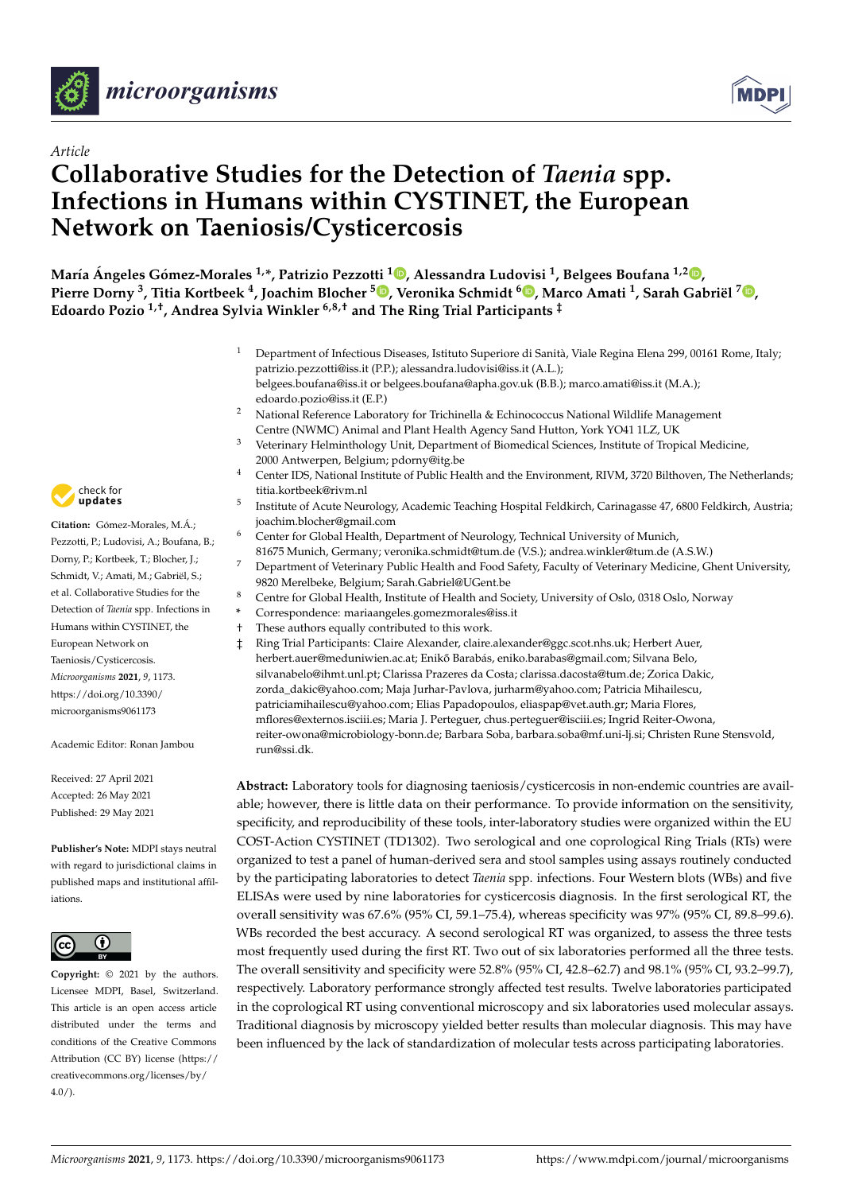*Article*

# Collaborative Studies for the Detection of *Taenia* spp. Infections in Humans within CYSTINET, the European Network on Taeniosis/Cysticercosis

**María Ángeles Gómez-Morales [1,*], Patrizio Pezzotti [1], Alessandra Ludovisi [1], Belgees Boufana [1,2], Pierre Dorny [3], Titia Kortbeek [4], Joachim Blocher [5], Veronika Schmidt [6], Marco Amati [1], Sarah Gabriël [7], Edoardo Pozio [1,†], Andrea Sylvia Winkler [6,8,†] and The Ring Trial Participants [‡]**

[1] Department of Infectious Diseases, Istituto Superiore di Sanità, Viale Regina Elena 299, 00161 Rome, Italy; patrizio.pezzotti@iss.it (P.P.); alessandra.ludovisi@iss.it (A.L.); belgees.boufana@iss.it or belgees.boufana@apha.gov.uk (B.B.); marco.amati@iss.it (M.A.); edoardo.pozio@iss.it (E.P.)

[2] National Reference Laboratory for Trichinella & Echinococcus National Wildlife Management Centre (NWMC) Animal and Plant Health Agency Sand Hutton, York YO41 1LZ, UK

[3] Veterinary Helminthology Unit, Department of Biomedical Sciences, Institute of Tropical Medicine, 2000 Antwerpen, Belgium; pdorny@itg.be

[4] Center IDS, National Institute of Public Health and the Environment, RIVM, 3720 Bilthoven, The Netherlands; titia.kortbeek@rivm.nl

[5] Institute of Acute Neurology, Academic Teaching Hospital Feldkirch, Carinagasse 47, 6800 Feldkirch, Austria; joachim.blocher@gmail.com

[6] Center for Global Health, Department of Neurology, Technical University of Munich, 81675 Munich, Germany; veronika.schmidt@tum.de (V.S.); andrea.winkler@tum.de (A.S.W.)

[7] Department of Veterinary Public Health and Food Safety, Faculty of Veterinary Medicine, Ghent University, 9820 Merelbeke, Belgium; Sarah.Gabriel@UGent.be

[8] Centre for Global Health, Institute of Health and Society, University of Oslo, 0318 Oslo, Norway

\* Correspondence: mariaangeles.gomezmorales@iss.it

† These authors equally contributed to this work.

‡ Ring Trial Participants: Claire Alexander, claire.alexander@ggc.scot.nhs.uk; Herbert Auer, herbert.auer@meduniwien.ac.at; Enikő Barabás, eniko.barabas@gmail.com; Silvana Belo, silvanabelo@ihmt.unl.pt; Clarissa Prazeres da Costa; clarissa.dacosta@tum.de; Zorica Dakic, zorda_dakic@yahoo.com; Maja Jurhar-Pavlova, jurharm@yahoo.com; Patricia Mihailescu, patriciamihailescu@yahoo.com; Elias Papadopoulos, eliaspap@vet.auth.gr; Maria Flores, mflores@externos.isciii.es; Maria J. Perteguer, chus.perteguer@isciii.es; Ingrid Reiter-Owona, reiter-owona@microbiology-bonn.de; Barbara Soba, barbara.soba@mf.uni-lj.si; Christen Rune Stensvold, run@ssi.dk.

**Citation:** Gómez-Morales, M.Á.; Pezzotti, P.; Ludovisi, A.; Boufana, B.; Dorny, P.; Kortbeek, T.; Blocher, J.; Schmidt, V.; Amati, M.; Gabriël, S.; et al. Collaborative Studies for the Detection of *Taenia* spp. Infections in Humans within CYSTINET, the European Network on Taeniosis/Cysticercosis. *Microorganisms* **2021**, *9*, 1173. https://doi.org/10.3390/microorganisms9061173

Academic Editor: Ronan Jambou

Received: 27 April 2021
Accepted: 26 May 2021
Published: 29 May 2021

**Publisher's Note:** MDPI stays neutral with regard to jurisdictional claims in published maps and institutional affiliations.

**Copyright:** © 2021 by the authors. Licensee MDPI, Basel, Switzerland. This article is an open access article distributed under the terms and conditions of the Creative Commons Attribution (CC BY) license (https://creativecommons.org/licenses/by/4.0/).

**Abstract:** Laboratory tools for diagnosing taeniosis/cysticercosis in non-endemic countries are available; however, there is little data on their performance. To provide information on the sensitivity, specificity, and reproducibility of these tools, inter-laboratory studies were organized within the EU COST-Action CYSTINET (TD1302). Two serological and one coprological Ring Trials (RTs) were organized to test a panel of human-derived sera and stool samples using assays routinely conducted by the participating laboratories to detect *Taenia* spp. infections. Four Western blots (WBs) and five ELISAs were used by nine laboratories for cysticercosis diagnosis. In the first serological RT, the overall sensitivity was 67.6% (95% CI, 59.1–75.4), whereas specificity was 97% (95% CI, 89.8–99.6). WBs recorded the best accuracy. A second serological RT was organized, to assess the three tests most frequently used during the first RT. Two out of six laboratories performed all the three tests. The overall sensitivity and specificity were 52.8% (95% CI, 42.8–62.7) and 98.1% (95% CI, 93.2–99.7), respectively. Laboratory performance strongly affected test results. Twelve laboratories participated in the coprological RT using conventional microscopy and six laboratories used molecular assays. Traditional diagnosis by microscopy yielded better results than molecular diagnosis. This may have been influenced by the lack of standardization of molecular tests across participating laboratories.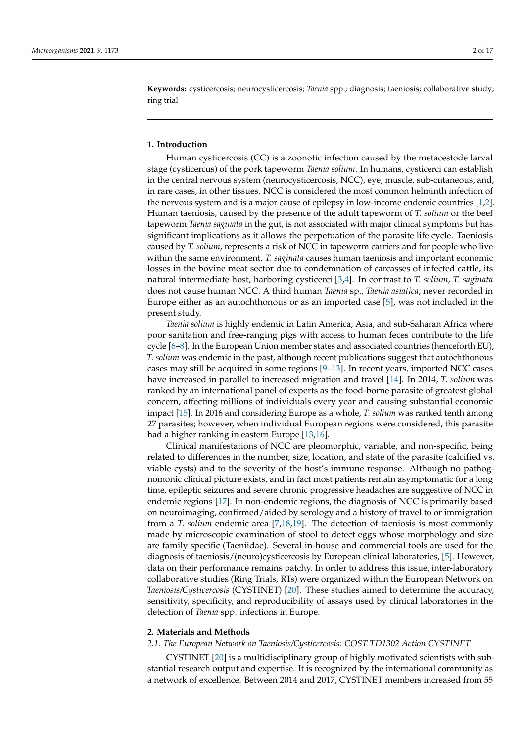**Keywords:** cysticercosis; neurocysticercosis; *Taenia* spp.; diagnosis; taeniosis; collaborative study; ring trial

## 1. Introduction

Human cysticercosis (CC) is a zoonotic infection caused by the metacestode larval stage (cysticercus) of the pork tapeworm *Taenia solium*. In humans, cysticerci can establish in the central nervous system (neurocysticercosis, NCC), eye, muscle, sub-cutaneous, and, in rare cases, in other tissues. NCC is considered the most common helminth infection of the nervous system and is a major cause of epilepsy in low-income endemic countries [1,2]. Human taeniosis, caused by the presence of the adult tapeworm of *T. solium* or the beef tapeworm *Taenia saginata* in the gut, is not associated with major clinical symptoms but has significant implications as it allows the perpetuation of the parasite life cycle. Taeniosis caused by *T. solium*, represents a risk of NCC in tapeworm carriers and for people who live within the same environment. *T. saginata* causes human taeniosis and important economic losses in the bovine meat sector due to condemnation of carcasses of infected cattle, its natural intermediate host, harboring cysticerci [3,4]. In contrast to *T. solium*, *T. saginata* does not cause human NCC. A third human *Taenia* sp., *Taenia asiatica*, never recorded in Europe either as an autochthonous or as an imported case [5], was not included in the present study.

*Taenia solium* is highly endemic in Latin America, Asia, and sub-Saharan Africa where poor sanitation and free-ranging pigs with access to human feces contribute to the life cycle [6–8]. In the European Union member states and associated countries (henceforth EU), *T. solium* was endemic in the past, although recent publications suggest that autochthonous cases may still be acquired in some regions [9–13]. In recent years, imported NCC cases have increased in parallel to increased migration and travel [14]. In 2014, *T. solium* was ranked by an international panel of experts as the food-borne parasite of greatest global concern, affecting millions of individuals every year and causing substantial economic impact [15]. In 2016 and considering Europe as a whole, *T. solium* was ranked tenth among 27 parasites; however, when individual European regions were considered, this parasite had a higher ranking in eastern Europe [13,16].

Clinical manifestations of NCC are pleomorphic, variable, and non-specific, being related to differences in the number, size, location, and state of the parasite (calcified vs. viable cysts) and to the severity of the host's immune response. Although no pathognomonic clinical picture exists, and in fact most patients remain asymptomatic for a long time, epileptic seizures and severe chronic progressive headaches are suggestive of NCC in endemic regions [17]. In non-endemic regions, the diagnosis of NCC is primarily based on neuroimaging, confirmed/aided by serology and a history of travel to or immigration from a *T. solium* endemic area [7,18,19]. The detection of taeniosis is most commonly made by microscopic examination of stool to detect eggs whose morphology and size are family specific (Taeniidae). Several in-house and commercial tools are used for the diagnosis of taeniosis/(neuro)cysticercosis by European clinical laboratories, [5]. However, data on their performance remains patchy. In order to address this issue, inter-laboratory collaborative studies (Ring Trials, RTs) were organized within the European Network on *Taeniosis/Cysticercosis* (CYSTINET) [20]. These studies aimed to determine the accuracy, sensitivity, specificity, and reproducibility of assays used by clinical laboratories in the detection of *Taenia* spp. infections in Europe.

## 2. Materials and Methods

### 2.1. The European Network on Taeniosis/Cysticercosis: COST TD1302 Action CYSTINET

CYSTINET [20] is a multidisciplinary group of highly motivated scientists with substantial research output and expertise. It is recognized by the international community as a network of excellence. Between 2014 and 2017, CYSTINET members increased from 55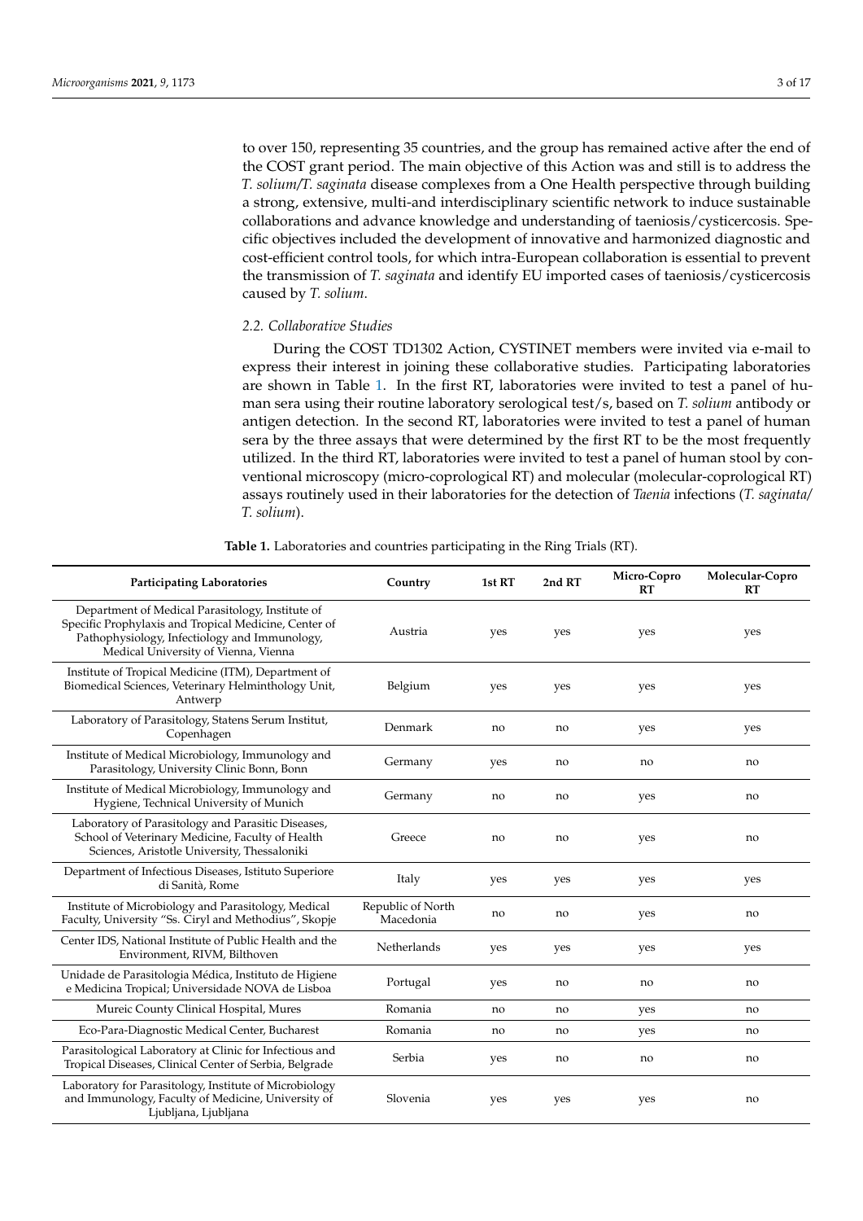to over 150, representing 35 countries, and the group has remained active after the end of the COST grant period. The main objective of this Action was and still is to address the *T. solium/T. saginata* disease complexes from a One Health perspective through building a strong, extensive, multi-and interdisciplinary scientific network to induce sustainable collaborations and advance knowledge and understanding of taeniosis/cysticercosis. Specific objectives included the development of innovative and harmonized diagnostic and cost-efficient control tools, for which intra-European collaboration is essential to prevent the transmission of *T. saginata* and identify EU imported cases of taeniosis/cysticercosis caused by *T. solium*.

### 2.2. Collaborative Studies

During the COST TD1302 Action, CYSTINET members were invited via e-mail to express their interest in joining these collaborative studies. Participating laboratories are shown in Table 1. In the first RT, laboratories were invited to test a panel of human sera using their routine laboratory serological test/s, based on *T. solium* antibody or antigen detection. In the second RT, laboratories were invited to test a panel of human sera by the three assays that were determined by the first RT to be the most frequently utilized. In the third RT, laboratories were invited to test a panel of human stool by conventional microscopy (micro-coprological RT) and molecular (molecular-coprological RT) assays routinely used in their laboratories for the detection of *Taenia* infections (*T. saginata/ T. solium*).

**Table 1.** Laboratories and countries participating in the Ring Trials (RT).

| Participating Laboratories | Country | 1st RT | 2nd RT | Micro-Copro RT | Molecular-Copro RT |
|---|---|---|---|---|---|
| Department of Medical Parasitology, Institute of Specific Prophylaxis and Tropical Medicine, Center of Pathophysiology, Infectiology and Immunology, Medical University of Vienna, Vienna | Austria | yes | yes | yes | yes |
| Institute of Tropical Medicine (ITM), Department of Biomedical Sciences, Veterinary Helminthology Unit, Antwerp | Belgium | yes | yes | yes | yes |
| Laboratory of Parasitology, Statens Serum Institut, Copenhagen | Denmark | no | no | yes | yes |
| Institute of Medical Microbiology, Immunology and Parasitology, University Clinic Bonn, Bonn | Germany | yes | no | no | no |
| Institute of Medical Microbiology, Immunology and Hygiene, Technical University of Munich | Germany | no | no | yes | no |
| Laboratory of Parasitology and Parasitic Diseases, School of Veterinary Medicine, Faculty of Health Sciences, Aristotle University, Thessaloniki | Greece | no | no | yes | no |
| Department of Infectious Diseases, Istituto Superiore di Sanità, Rome | Italy | yes | yes | yes | yes |
| Institute of Microbiology and Parasitology, Medical Faculty, University "Ss. Ciryl and Methodius", Skopje | Republic of North Macedonia | no | no | yes | no |
| Center IDS, National Institute of Public Health and the Environment, RIVM, Bilthoven | Netherlands | yes | yes | yes | yes |
| Unidade de Parasitologia Médica, Instituto de Higiene e Medicina Tropical; Universidade NOVA de Lisboa | Portugal | yes | no | no | no |
| Mureic County Clinical Hospital, Mures | Romania | no | no | yes | no |
| Eco-Para-Diagnostic Medical Center, Bucharest | Romania | no | no | yes | no |
| Parasitological Laboratory at Clinic for Infectious and Tropical Diseases, Clinical Center of Serbia, Belgrade | Serbia | yes | no | no | no |
| Laboratory for Parasitology, Institute of Microbiology and Immunology, Faculty of Medicine, University of Ljubljana, Ljubljana | Slovenia | yes | yes | yes | no |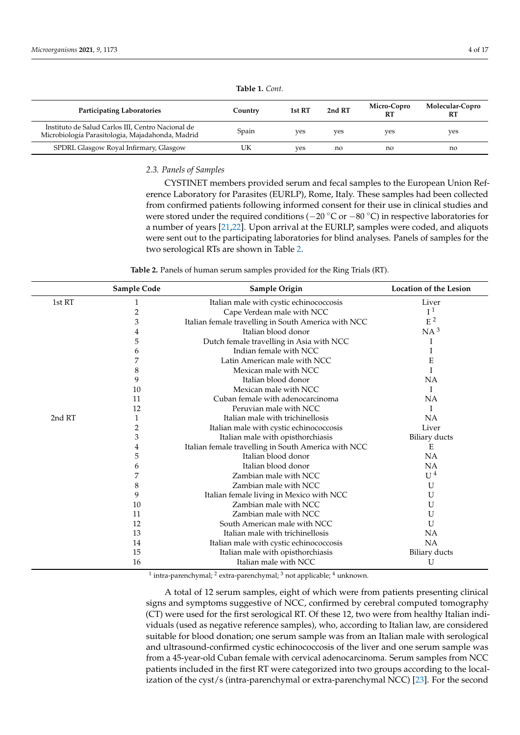**Table 1.** *Cont.*

| Participating Laboratories | Country | 1st RT | 2nd RT | Micro-Copro RT | Molecular-Copro RT |
|---|---|---|---|---|---|
| Instituto de Salud Carlos III, Centro Nacional de Microbiología Parasitologia, Majadahonda, Madrid | Spain | yes | yes | yes | yes |
| SPDRL Glasgow Royal Infirmary, Glasgow | UK | yes | no | no | no |

### 2.3. Panels of Samples

CYSTINET members provided serum and fecal samples to the European Union Reference Laboratory for Parasites (EURLP), Rome, Italy. These samples had been collected from confirmed patients following informed consent for their use in clinical studies and were stored under the required conditions (−20 °C or −80 °C) in respective laboratories for a number of years [21,22]. Upon arrival at the EURLP, samples were coded, and aliquots were sent out to the participating laboratories for blind analyses. Panels of samples for the two serological RTs are shown in Table 2.

**Table 2.** Panels of human serum samples provided for the Ring Trials (RT).

| | Sample Code | Sample Origin | Location of the Lesion |
|---|---|---|---|
| 1st RT | 1 | Italian male with cystic echinococcosis | Liver |
| | 2 | Cape Verdean male with NCC | I [1] |
| | 3 | Italian female travelling in South America with NCC | E [2] |
| | 4 | Italian blood donor | NA [3] |
| | 5 | Dutch female travelling in Asia with NCC | I |
| | 6 | Indian female with NCC | I |
| | 7 | Latin American male with NCC | E |
| | 8 | Mexican male with NCC | I |
| | 9 | Italian blood donor | NA |
| | 10 | Mexican male with NCC | I |
| | 11 | Cuban female with adenocarcinoma | NA |
| | 12 | Peruvian male with NCC | I |
| 2nd RT | 1 | Italian male with trichinellosis | NA |
| | 2 | Italian male with cystic echinococcosis | Liver |
| | 3 | Italian male with opisthorchiasis | Biliary ducts |
| | 4 | Italian female travelling in South America with NCC | E |
| | 5 | Italian blood donor | NA |
| | 6 | Italian blood donor | NA |
| | 7 | Zambian male with NCC | U [4] |
| | 8 | Zambian male with NCC | U |
| | 9 | Italian female living in Mexico with NCC | U |
| | 10 | Zambian male with NCC | U |
| | 11 | Zambian male with NCC | U |
| | 12 | South American male with NCC | U |
| | 13 | Italian male with trichinellosis | NA |
| | 14 | Italian male with cystic echinococcosis | NA |
| | 15 | Italian male with opisthorchiasis | Biliary ducts |
| | 16 | Italian male with NCC | U |

[1] intra-parenchymal; [2] extra-parenchymal; [3] not applicable; [4] unknown.

A total of 12 serum samples, eight of which were from patients presenting clinical signs and symptoms suggestive of NCC, confirmed by cerebral computed tomography (CT) were used for the first serological RT. Of these 12, two were from healthy Italian individuals (used as negative reference samples), who, according to Italian law, are considered suitable for blood donation; one serum sample was from an Italian male with serological and ultrasound-confirmed cystic echinococcosis of the liver and one serum sample was from a 45-year-old Cuban female with cervical adenocarcinoma. Serum samples from NCC patients included in the first RT were categorized into two groups according to the localization of the cyst/s (intra-parenchymal or extra-parenchymal NCC) [23]. For the second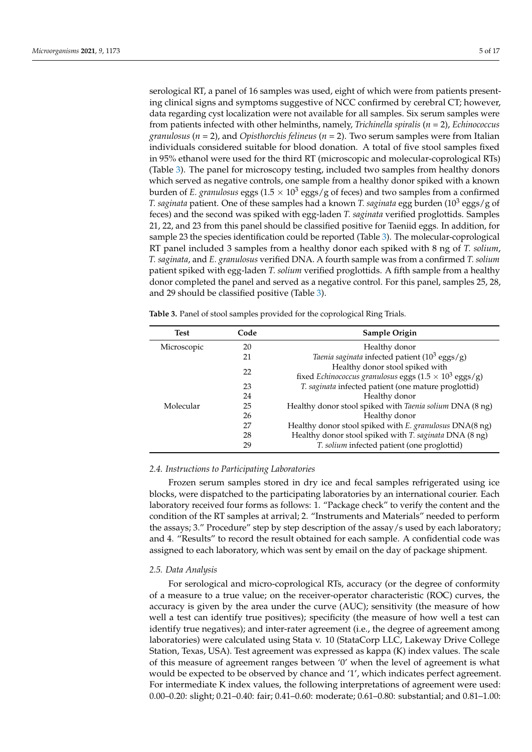serological RT, a panel of 16 samples was used, eight of which were from patients presenting clinical signs and symptoms suggestive of NCC confirmed by cerebral CT; however, data regarding cyst localization were not available for all samples. Six serum samples were from patients infected with other helminths, namely, *Trichinella spiralis* ($n = 2$), *Echinococcus granulosus* ($n = 2$), and *Opisthorchis felineus* ($n = 2$). Two serum samples were from Italian individuals considered suitable for blood donation. A total of five stool samples fixed in 95% ethanol were used for the third RT (microscopic and molecular-coprological RTs) (Table 3). The panel for microscopy testing, included two samples from healthy donors which served as negative controls, one sample from a healthy donor spiked with a known burden of *E. granulosus* eggs ($1.5 \times 10^3$ eggs/g of feces) and two samples from a confirmed *T. saginata* patient. One of these samples had a known *T. saginata* egg burden ($10^3$ eggs/g of feces) and the second was spiked with egg-laden *T. saginata* verified proglottids. Samples 21, 22, and 23 from this panel should be classified positive for Taeniid eggs. In addition, for sample 23 the species identification could be reported (Table 3). The molecular-coprological RT panel included 3 samples from a healthy donor each spiked with 8 ng of *T. solium*, *T. saginata*, and *E. granulosus* verified DNA. A fourth sample was from a confirmed *T. solium* patient spiked with egg-laden *T. solium* verified proglottids. A fifth sample from a healthy donor completed the panel and served as a negative control. For this panel, samples 25, 28, and 29 should be classified positive (Table 3).

**Table 3.** Panel of stool samples provided for the coprological Ring Trials.

| Test | Code | Sample Origin |
|---|---|---|
| Microscopic | 20 | Healthy donor |
| | 21 | *Taenia saginata* infected patient ($10^3$ eggs/g) |
| | 22 | Healthy donor stool spiked with fixed *Echinococcus granulosus* eggs ($1.5 \times 10^3$ eggs/g) |
| | 23 | *T. saginata* infected patient (one mature proglottid) |
| | 24 | Healthy donor |
| Molecular | 25 | Healthy donor stool spiked with *Taenia solium* DNA (8 ng) |
| | 26 | Healthy donor |
| | 27 | Healthy donor stool spiked with *E. granulosus* DNA(8 ng) |
| | 28 | Healthy donor stool spiked with *T. saginata* DNA (8 ng) |
| | 29 | *T. solium* infected patient (one proglottid) |

### 2.4. Instructions to Participating Laboratories

Frozen serum samples stored in dry ice and fecal samples refrigerated using ice blocks, were dispatched to the participating laboratories by an international courier. Each laboratory received four forms as follows: 1. "Package check" to verify the content and the condition of the RT samples at arrival; 2. "Instruments and Materials" needed to perform the assays; 3." Procedure" step by step description of the assay/s used by each laboratory; and 4. "Results" to record the result obtained for each sample. A confidential code was assigned to each laboratory, which was sent by email on the day of package shipment.

### 2.5. Data Analysis

For serological and micro-coprological RTs, accuracy (or the degree of conformity of a measure to a true value; on the receiver-operator characteristic (ROC) curves, the accuracy is given by the area under the curve (AUC); sensitivity (the measure of how well a test can identify true positives); specificity (the measure of how well a test can identify true negatives); and inter-rater agreement (i.e., the degree of agreement among laboratories) were calculated using Stata v. 10 (StataCorp LLC, Lakeway Drive College Station, Texas, USA). Test agreement was expressed as kappa (K) index values. The scale of this measure of agreement ranges between '0' when the level of agreement is what would be expected to be observed by chance and '1', which indicates perfect agreement. For intermediate K index values, the following interpretations of agreement were used: 0.00–0.20: slight; 0.21–0.40: fair; 0.41–0.60: moderate; 0.61–0.80: substantial; and 0.81–1.00: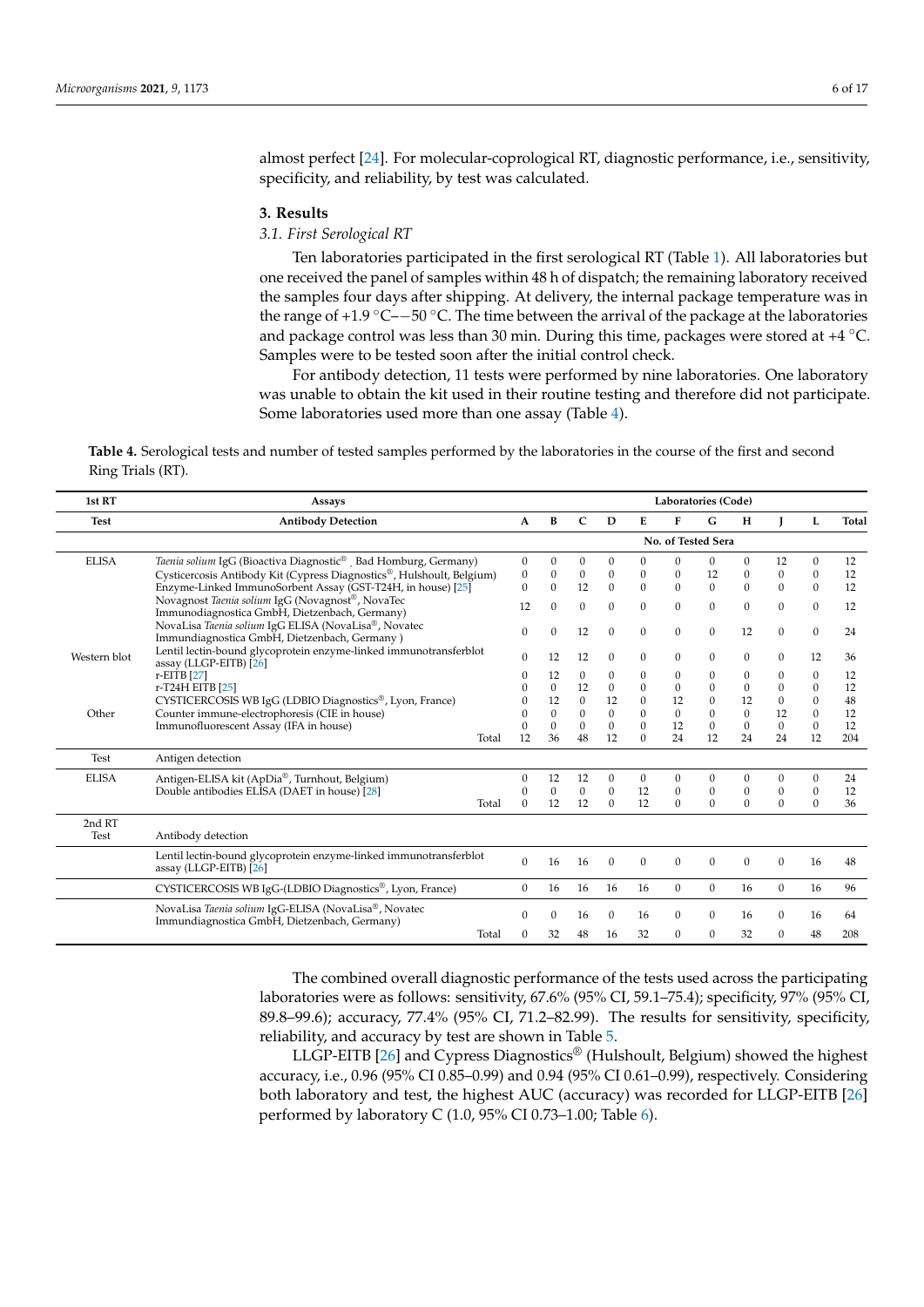almost perfect [24]. For molecular-coprological RT, diagnostic performance, i.e., sensitivity, specificity, and reliability, by test was calculated.

## 3. Results

### 3.1. First Serological RT

Ten laboratories participated in the first serological RT (Table 1). All laboratories but one received the panel of samples within 48 h of dispatch; the remaining laboratory received the samples four days after shipping. At delivery, the internal package temperature was in the range of +1.9 °C–−50 °C. The time between the arrival of the package at the laboratories and package control was less than 30 min. During this time, packages were stored at +4 °C. Samples were to be tested soon after the initial control check.

For antibody detection, 11 tests were performed by nine laboratories. One laboratory was unable to obtain the kit used in their routine testing and therefore did not participate. Some laboratories used more than one assay (Table 4).

**Table 4.** Serological tests and number of tested samples performed by the laboratories in the course of the first and second Ring Trials (RT).

| 1st RT | Assays | Laboratories (Code) | | | | | | | | | | |
|---|---|---|---|---|---|---|---|---|---|---|---|---|
| **Test** | **Antibody Detection** | **A** | **B** | **C** | **D** | **E** | **F** | **G** | **H** | **J** | **L** | **Total** |
| | | No. of Tested Sera | | | | | | | | | | |
| ELISA | *Taenia solium* IgG (Bioactiva Diagnostic®, Bad Homburg, Germany) | 0 | 0 | 0 | 0 | 0 | 0 | 0 | 0 | 12 | 0 | 12 |
| | Cysticercosis Antibody Kit (Cypress Diagnostics®, Hulshoult, Belgium) | 0 | 0 | 0 | 0 | 0 | 0 | 12 | 0 | 0 | 0 | 12 |
| | Enzyme-Linked ImmunoSorbent Assay (GST-T24H, in house) [25] | 0 | 0 | 12 | 0 | 0 | 0 | 0 | 0 | 0 | 0 | 12 |
| | Novagnost *Taenia solium* IgG (Novagnost®, NovaTec Immunodiagnostica GmbH, Dietzenbach, Germany) | 12 | 0 | 0 | 0 | 0 | 0 | 0 | 0 | 0 | 0 | 12 |
| | NovaLisa *Taenia solium* IgG ELISA (NovaLisa®, Novatec Immundiagnostica GmbH, Dietzenbach, Germany ) | 0 | 0 | 12 | 0 | 0 | 0 | 0 | 12 | 0 | 0 | 24 |
| Western blot | Lentil lectin-bound glycoprotein enzyme-linked immunotransferblot assay (LLGP-EITB) [26] | 0 | 12 | 12 | 0 | 0 | 0 | 0 | 0 | 0 | 12 | 36 |
| | r-EITB [27] | 0 | 12 | 0 | 0 | 0 | 0 | 0 | 0 | 0 | 0 | 12 |
| | r-T24H EITB [25] | 0 | 0 | 12 | 0 | 0 | 0 | 0 | 0 | 0 | 0 | 12 |
| | CYSTICERCOSIS WB IgG (LDBIO Diagnostics®, Lyon, France) | 0 | 12 | 0 | 12 | 0 | 12 | 0 | 12 | 0 | 0 | 48 |
| Other | Counter immune-electrophoresis (CIE in house) | 0 | 0 | 0 | 0 | 0 | 0 | 0 | 0 | 12 | 0 | 12 |
| | Immunofluorescent Assay (IFA in house) | 0 | 0 | 0 | 0 | 0 | 12 | 0 | 0 | 0 | 0 | 12 |
| | Total | 12 | 36 | 48 | 12 | 0 | 24 | 12 | 24 | 24 | 12 | 204 |
| Test | Antigen detection | | | | | | | | | | | |
| ELISA | Antigen-ELISA kit (ApDia®, Turnhout, Belgium) | 0 | 12 | 12 | 0 | 0 | 0 | 0 | 0 | 0 | 0 | 24 |
| | Double antibodies ELISA (DAET in house) [28] | 0 | 0 | 0 | 0 | 12 | 0 | 0 | 0 | 0 | 0 | 12 |
| | Total | 0 | 12 | 12 | 0 | 12 | 0 | 0 | 0 | 0 | 0 | 36 |
| 2nd RT Test | Antibody detection | | | | | | | | | | | |
| | Lentil lectin-bound glycoprotein enzyme-linked immunotransferblot assay (LLGP-EITB) [26] | 0 | 16 | 16 | 0 | 0 | 0 | 0 | 0 | 0 | 16 | 48 |
| | CYSTICERCOSIS WB IgG-(LDBIO Diagnostics®, Lyon, France) | 0 | 16 | 16 | 16 | 16 | 0 | 0 | 16 | 0 | 16 | 96 |
| | NovaLisa *Taenia solium* IgG-ELISA (NovaLisa®, Novatec Immundiagnostica GmbH, Dietzenbach, Germany) | 0 | 0 | 16 | 0 | 16 | 0 | 0 | 16 | 0 | 16 | 64 |
| | Total | 0 | 32 | 48 | 16 | 32 | 0 | 0 | 32 | 0 | 48 | 208 |

The combined overall diagnostic performance of the tests used across the participating laboratories were as follows: sensitivity, 67.6% (95% CI, 59.1–75.4); specificity, 97% (95% CI, 89.8–99.6); accuracy, 77.4% (95% CI, 71.2–82.99). The results for sensitivity, specificity, reliability, and accuracy by test are shown in Table 5.

LLGP-EITB [26] and Cypress Diagnostics® (Hulshoult, Belgium) showed the highest accuracy, i.e., 0.96 (95% CI 0.85–0.99) and 0.94 (95% CI 0.61–0.99), respectively. Considering both laboratory and test, the highest AUC (accuracy) was recorded for LLGP-EITB [26] performed by laboratory C (1.0, 95% CI 0.73–1.00; Table 6).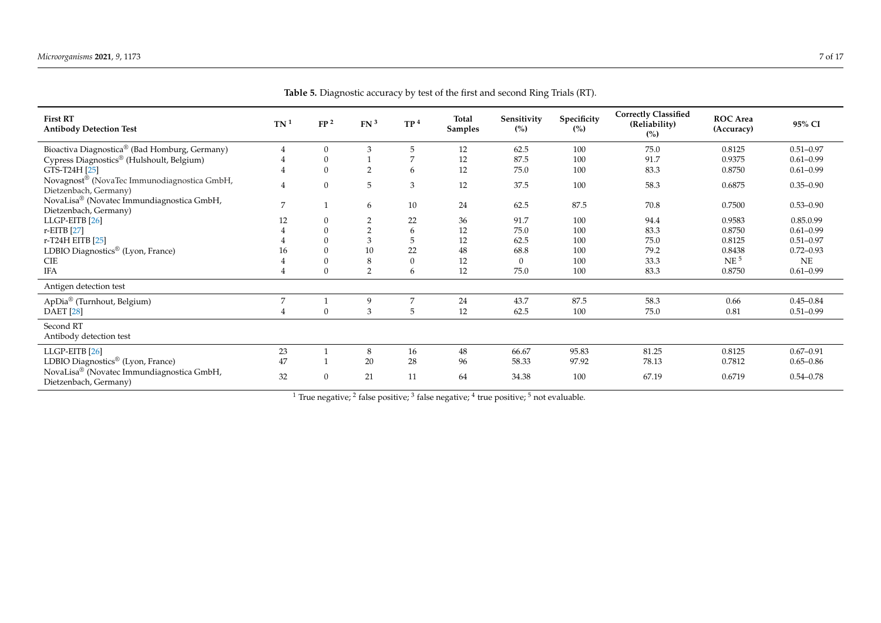**Table 5.** Diagnostic accuracy by test of the first and second Ring Trials (RT).

| First RT Antibody Detection Test | TN [1] | FP [2] | FN [3] | TP [4] | Total Samples | Sensitivity (%) | Specificity (%) | Correctly Classified (Reliability) (%) | ROC Area (Accuracy) | 95% CI |
|---|---|---|---|---|---|---|---|---|---|---|
| Bioactiva Diagnostica® (Bad Homburg, Germany) | 4 | 0 | 3 | 5 | 12 | 62.5 | 100 | 75.0 | 0.8125 | 0.51–0.97 |
| Cypress Diagnostics® (Hulshoult, Belgium) | 4 | 0 | 1 | 7 | 12 | 87.5 | 100 | 91.7 | 0.9375 | 0.61–0.99 |
| GTS-T24H [25] | 4 | 0 | 2 | 6 | 12 | 75.0 | 100 | 83.3 | 0.8750 | 0.61–0.99 |
| Novagnost® (NovaTec Immunodiagnostica GmbH, Dietzenbach, Germany) | 4 | 0 | 5 | 3 | 12 | 37.5 | 100 | 58.3 | 0.6875 | 0.35–0.90 |
| NovaLisa® (Novatec Immundiagnostica GmbH, Dietzenbach, Germany) | 7 | 1 | 6 | 10 | 24 | 62.5 | 87.5 | 70.8 | 0.7500 | 0.53–0.90 |
| LLGP-EITB [26] | 12 | 0 | 2 | 22 | 36 | 91.7 | 100 | 94.4 | 0.9583 | 0.85.0.99 |
| r-EITB [27] | 4 | 0 | 2 | 6 | 12 | 75.0 | 100 | 83.3 | 0.8750 | 0.61–0.99 |
| r-T24H EITB [25] | 4 | 0 | 3 | 5 | 12 | 62.5 | 100 | 75.0 | 0.8125 | 0.51–0.97 |
| LDBIO Diagnostics® (Lyon, France) | 16 | 0 | 10 | 22 | 48 | 68.8 | 100 | 79.2 | 0.8438 | 0.72–0.93 |
| CIE | 4 | 0 | 8 | 0 | 12 | 0 | 100 | 33.3 | NE [5] | NE |
| IFA | 4 | 0 | 2 | 6 | 12 | 75.0 | 100 | 83.3 | 0.8750 | 0.61–0.99 |
| Antigen detection test | | | | | | | | | | |
| ApDia® (Turnhout, Belgium) | 7 | 1 | 9 | 7 | 24 | 43.7 | 87.5 | 58.3 | 0.66 | 0.45–0.84 |
| DAET [28] | 4 | 0 | 3 | 5 | 12 | 62.5 | 100 | 75.0 | 0.81 | 0.51–0.99 |
| Second RT Antibody detection test | | | | | | | | | | |
| LLGP-EITB [26] | 23 | 1 | 8 | 16 | 48 | 66.67 | 95.83 | 81.25 | 0.8125 | 0.67–0.91 |
| LDBIO Diagnostics® (Lyon, France) | 47 | 1 | 20 | 28 | 96 | 58.33 | 97.92 | 78.13 | 0.7812 | 0.65–0.86 |
| NovaLisa® (Novatec Immundiagnostica GmbH, Dietzenbach, Germany) | 32 | 0 | 21 | 11 | 64 | 34.38 | 100 | 67.19 | 0.6719 | 0.54–0.78 |

[1] True negative; [2] false positive; [3] false negative; [4] true positive; [5] not evaluable.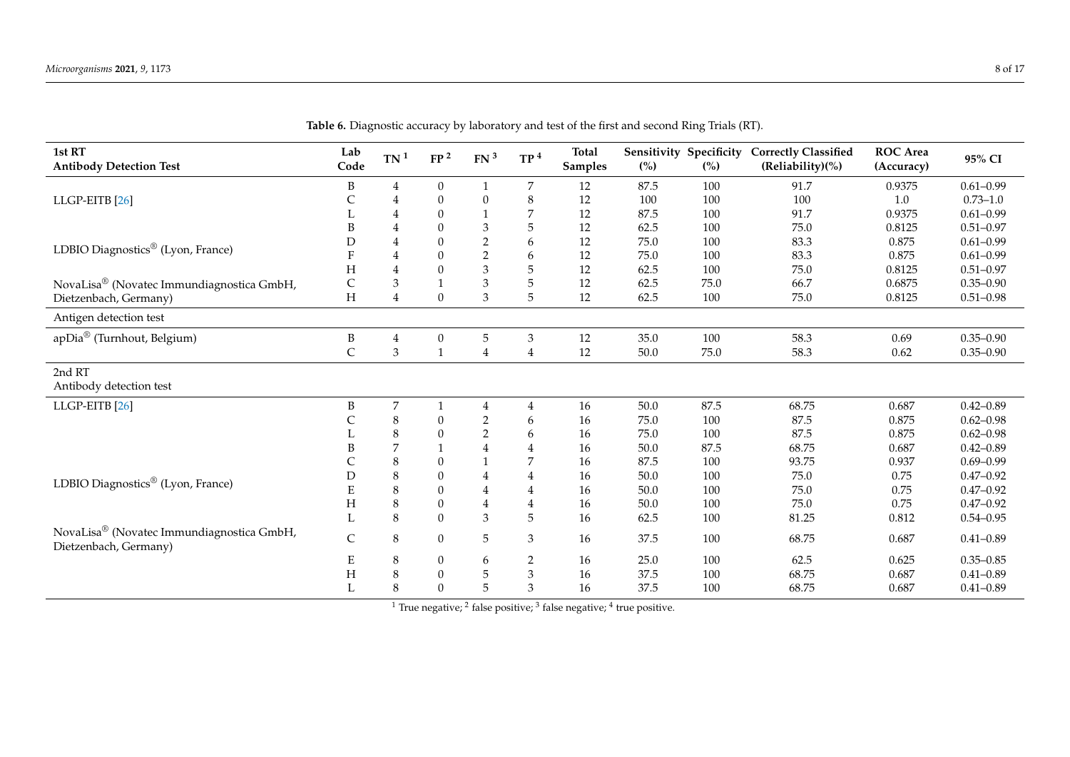**Table 6.** Diagnostic accuracy by laboratory and test of the first and second Ring Trials (RT).

| 1st RT<br>Antibody Detection Test | Lab Code | TN [1] | FP [2] | FN [3] | TP [4] | Total Samples | Sensitivity (%) | Specificity (%) | Correctly Classified (Reliability)(%) | ROC Area (Accuracy) | 95% CI |
|---|---|---|---|---|---|---|---|---|---|---|---|
| LLGP-EITB [26] | B | 4 | 0 | 1 | 7 | 12 | 87.5 | 100 | 91.7 | 0.9375 | 0.61–0.99 |
| | C | 4 | 0 | 0 | 8 | 12 | 100 | 100 | 100 | 1.0 | 0.73–1.0 |
| | L | 4 | 0 | 1 | 7 | 12 | 87.5 | 100 | 91.7 | 0.9375 | 0.61–0.99 |
| LDBIO Diagnostics® (Lyon, France) | B | 4 | 0 | 3 | 5 | 12 | 62.5 | 100 | 75.0 | 0.8125 | 0.51–0.97 |
| | D | 4 | 0 | 2 | 6 | 12 | 75.0 | 100 | 83.3 | 0.875 | 0.61–0.99 |
| | F | 4 | 0 | 2 | 6 | 12 | 75.0 | 100 | 83.3 | 0.875 | 0.61–0.99 |
| | H | 4 | 0 | 3 | 5 | 12 | 62.5 | 100 | 75.0 | 0.8125 | 0.51–0.97 |
| NovaLisa® (Novatec Immundiagnostica GmbH, Dietzenbach, Germany) | C | 3 | 1 | 3 | 5 | 12 | 62.5 | 75.0 | 66.7 | 0.6875 | 0.35–0.90 |
| | H | 4 | 0 | 3 | 5 | 12 | 62.5 | 100 | 75.0 | 0.8125 | 0.51–0.98 |
| Antigen detection test | | | | | | | | | | | |
| apDia® (Turnhout, Belgium) | B | 4 | 0 | 5 | 3 | 12 | 35.0 | 100 | 58.3 | 0.69 | 0.35–0.90 |
| | C | 3 | 1 | 4 | 4 | 12 | 50.0 | 75.0 | 58.3 | 0.62 | 0.35–0.90 |
| 2nd RT<br>Antibody detection test | | | | | | | | | | | |
| LLGP-EITB [26] | B | 7 | 1 | 4 | 4 | 16 | 50.0 | 87.5 | 68.75 | 0.687 | 0.42–0.89 |
| | C | 8 | 0 | 2 | 6 | 16 | 75.0 | 100 | 87.5 | 0.875 | 0.62–0.98 |
| | L | 8 | 0 | 2 | 6 | 16 | 75.0 | 100 | 87.5 | 0.875 | 0.62–0.98 |
| LDBIO Diagnostics® (Lyon, France) | B | 7 | 1 | 4 | 4 | 16 | 50.0 | 87.5 | 68.75 | 0.687 | 0.42–0.89 |
| | C | 8 | 0 | 1 | 7 | 16 | 87.5 | 100 | 93.75 | 0.937 | 0.69–0.99 |
| | D | 8 | 0 | 4 | 4 | 16 | 50.0 | 100 | 75.0 | 0.75 | 0.47–0.92 |
| | E | 8 | 0 | 4 | 4 | 16 | 50.0 | 100 | 75.0 | 0.75 | 0.47–0.92 |
| | H | 8 | 0 | 4 | 4 | 16 | 50.0 | 100 | 75.0 | 0.75 | 0.47–0.92 |
| | L | 8 | 0 | 3 | 5 | 16 | 62.5 | 100 | 81.25 | 0.812 | 0.54–0.95 |
| NovaLisa® (Novatec Immundiagnostica GmbH, Dietzenbach, Germany) | C | 8 | 0 | 5 | 3 | 16 | 37.5 | 100 | 68.75 | 0.687 | 0.41–0.89 |
| | E | 8 | 0 | 6 | 2 | 16 | 25.0 | 100 | 62.5 | 0.625 | 0.35–0.85 |
| | H | 8 | 0 | 5 | 3 | 16 | 37.5 | 100 | 68.75 | 0.687 | 0.41–0.89 |
| | L | 8 | 0 | 5 | 3 | 16 | 37.5 | 100 | 68.75 | 0.687 | 0.41–0.89 |

[1] True negative; [2] false positive; [3] false negative; [4] true positive.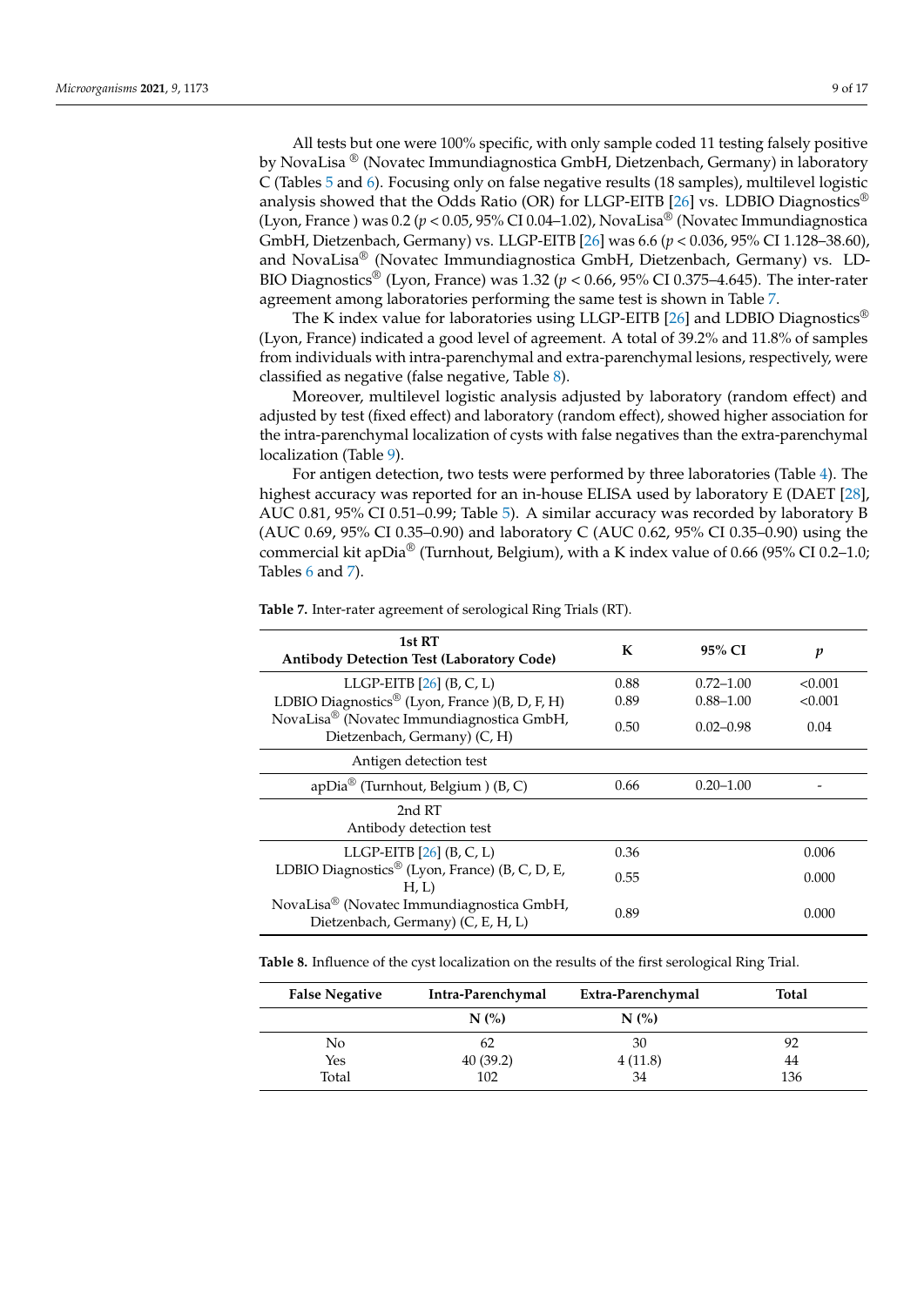All tests but one were 100% specific, with only sample coded 11 testing falsely positive by NovaLisa ® (Novatec Immundiagnostica GmbH, Dietzenbach, Germany) in laboratory C (Tables 5 and 6). Focusing only on false negative results (18 samples), multilevel logistic analysis showed that the Odds Ratio (OR) for LLGP-EITB [26] vs. LDBIO Diagnostics® (Lyon, France ) was 0.2 ($p < 0.05$, 95% CI 0.04–1.02), NovaLisa® (Novatec Immundiagnostica GmbH, Dietzenbach, Germany) vs. LLGP-EITB [26] was 6.6 ($p < 0.036$, 95% CI 1.128–38.60), and NovaLisa® (Novatec Immundiagnostica GmbH, Dietzenbach, Germany) vs. LDBIO Diagnostics® (Lyon, France) was 1.32 ($p < 0.66$, 95% CI 0.375–4.645). The inter-rater agreement among laboratories performing the same test is shown in Table 7.

The K index value for laboratories using LLGP-EITB [26] and LDBIO Diagnostics® (Lyon, France) indicated a good level of agreement. A total of 39.2% and 11.8% of samples from individuals with intra-parenchymal and extra-parenchymal lesions, respectively, were classified as negative (false negative, Table 8).

Moreover, multilevel logistic analysis adjusted by laboratory (random effect) and adjusted by test (fixed effect) and laboratory (random effect), showed higher association for the intra-parenchymal localization of cysts with false negatives than the extra-parenchymal localization (Table 9).

For antigen detection, two tests were performed by three laboratories (Table 4). The highest accuracy was reported for an in-house ELISA used by laboratory E (DAET [28], AUC 0.81, 95% CI 0.51–0.99; Table 5). A similar accuracy was recorded by laboratory B (AUC 0.69, 95% CI 0.35–0.90) and laboratory C (AUC 0.62, 95% CI 0.35–0.90) using the commercial kit apDia® (Turnhout, Belgium), with a K index value of 0.66 (95% CI 0.2–1.0; Tables 6 and 7).

**Table 7.** Inter-rater agreement of serological Ring Trials (RT).

| 1st RT<br>Antibody Detection Test (Laboratory Code) | K | 95% CI | *p* |
|---|---|---|---|
| LLGP-EITB [26] (B, C, L) | 0.88 | 0.72–1.00 | <0.001 |
| LDBIO Diagnostics® (Lyon, France )(B, D, F, H) | 0.89 | 0.88–1.00 | <0.001 |
| NovaLisa® (Novatec Immundiagnostica GmbH, Dietzenbach, Germany) (C, H) | 0.50 | 0.02–0.98 | 0.04 |
| Antigen detection test | | | |
| apDia® (Turnhout, Belgium ) (B, C) | 0.66 | 0.20–1.00 | - |
| 2nd RT<br>Antibody detection test | | | |
| LLGP-EITB [26] (B, C, L) | 0.36 | | 0.006 |
| LDBIO Diagnostics® (Lyon, France) (B, C, D, E, H, L) | 0.55 | | 0.000 |
| NovaLisa® (Novatec Immundiagnostica GmbH, Dietzenbach, Germany) (C, E, H, L) | 0.89 | | 0.000 |

**Table 8.** Influence of the cyst localization on the results of the first serological Ring Trial.

| False Negative | Intra-Parenchymal | Extra-Parenchymal | Total |
|---|---|---|---|
| | N (%) | N (%) | |
| No | 62 | 30 | 92 |
| Yes | 40 (39.2) | 4 (11.8) | 44 |
| Total | 102 | 34 | 136 |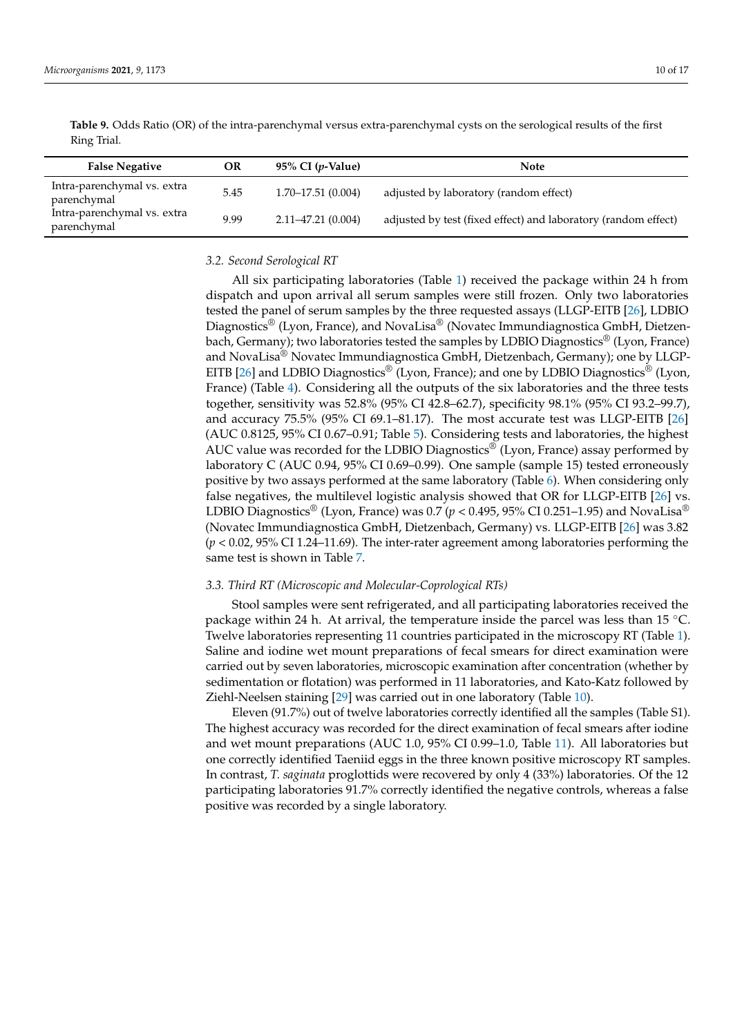**Table 9.** Odds Ratio (OR) of the intra-parenchymal versus extra-parenchymal cysts on the serological results of the first Ring Trial.

| False Negative | OR | 95% CI (*p*-Value) | Note |
| --- | --- | --- | --- |
| Intra-parenchymal vs. extra parenchymal | 5.45 | 1.70–17.51 (0.004) | adjusted by laboratory (random effect) |
| Intra-parenchymal vs. extra parenchymal | 9.99 | 2.11–47.21 (0.004) | adjusted by test (fixed effect) and laboratory (random effect) |

### *3.2. Second Serological RT*

All six participating laboratories (Table 1) received the package within 24 h from dispatch and upon arrival all serum samples were still frozen. Only two laboratories tested the panel of serum samples by the three requested assays (LLGP-EITB [26], LDBIO Diagnostics® (Lyon, France), and NovaLisa® (Novatec Immundiagnostica GmbH, Dietzenbach, Germany); two laboratories tested the samples by LDBIO Diagnostics® (Lyon, France) and NovaLisa® Novatec Immundiagnostica GmbH, Dietzenbach, Germany); one by LLGP-EITB [26] and LDBIO Diagnostics® (Lyon, France); and one by LDBIO Diagnostics® (Lyon, France) (Table 4). Considering all the outputs of the six laboratories and the three tests together, sensitivity was 52.8% (95% CI 42.8–62.7), specificity 98.1% (95% CI 93.2–99.7), and accuracy 75.5% (95% CI 69.1–81.17). The most accurate test was LLGP-EITB [26] (AUC 0.8125, 95% CI 0.67–0.91; Table 5). Considering tests and laboratories, the highest AUC value was recorded for the LDBIO Diagnostics® (Lyon, France) assay performed by laboratory C (AUC 0.94, 95% CI 0.69–0.99). One sample (sample 15) tested erroneously positive by two assays performed at the same laboratory (Table 6). When considering only false negatives, the multilevel logistic analysis showed that OR for LLGP-EITB [26] vs. LDBIO Diagnostics® (Lyon, France) was 0.7 ($p < 0.495$, 95% CI 0.251–1.95) and NovaLisa® (Novatec Immundiagnostica GmbH, Dietzenbach, Germany) vs. LLGP-EITB [26] was 3.82 ($p < 0.02$, 95% CI 1.24–11.69). The inter-rater agreement among laboratories performing the same test is shown in Table 7.

### *3.3. Third RT (Microscopic and Molecular-Coprological RTs)*

Stool samples were sent refrigerated, and all participating laboratories received the package within 24 h. At arrival, the temperature inside the parcel was less than 15 °C. Twelve laboratories representing 11 countries participated in the microscopy RT (Table 1). Saline and iodine wet mount preparations of fecal smears for direct examination were carried out by seven laboratories, microscopic examination after concentration (whether by sedimentation or flotation) was performed in 11 laboratories, and Kato-Katz followed by Ziehl-Neelsen staining [29] was carried out in one laboratory (Table 10).

Eleven (91.7%) out of twelve laboratories correctly identified all the samples (Table S1). The highest accuracy was recorded for the direct examination of fecal smears after iodine and wet mount preparations (AUC 1.0, 95% CI 0.99–1.0, Table 11). All laboratories but one correctly identified Taeniid eggs in the three known positive microscopy RT samples. In contrast, *T. saginata* proglottids were recovered by only 4 (33%) laboratories. Of the 12 participating laboratories 91.7% correctly identified the negative controls, whereas a false positive was recorded by a single laboratory.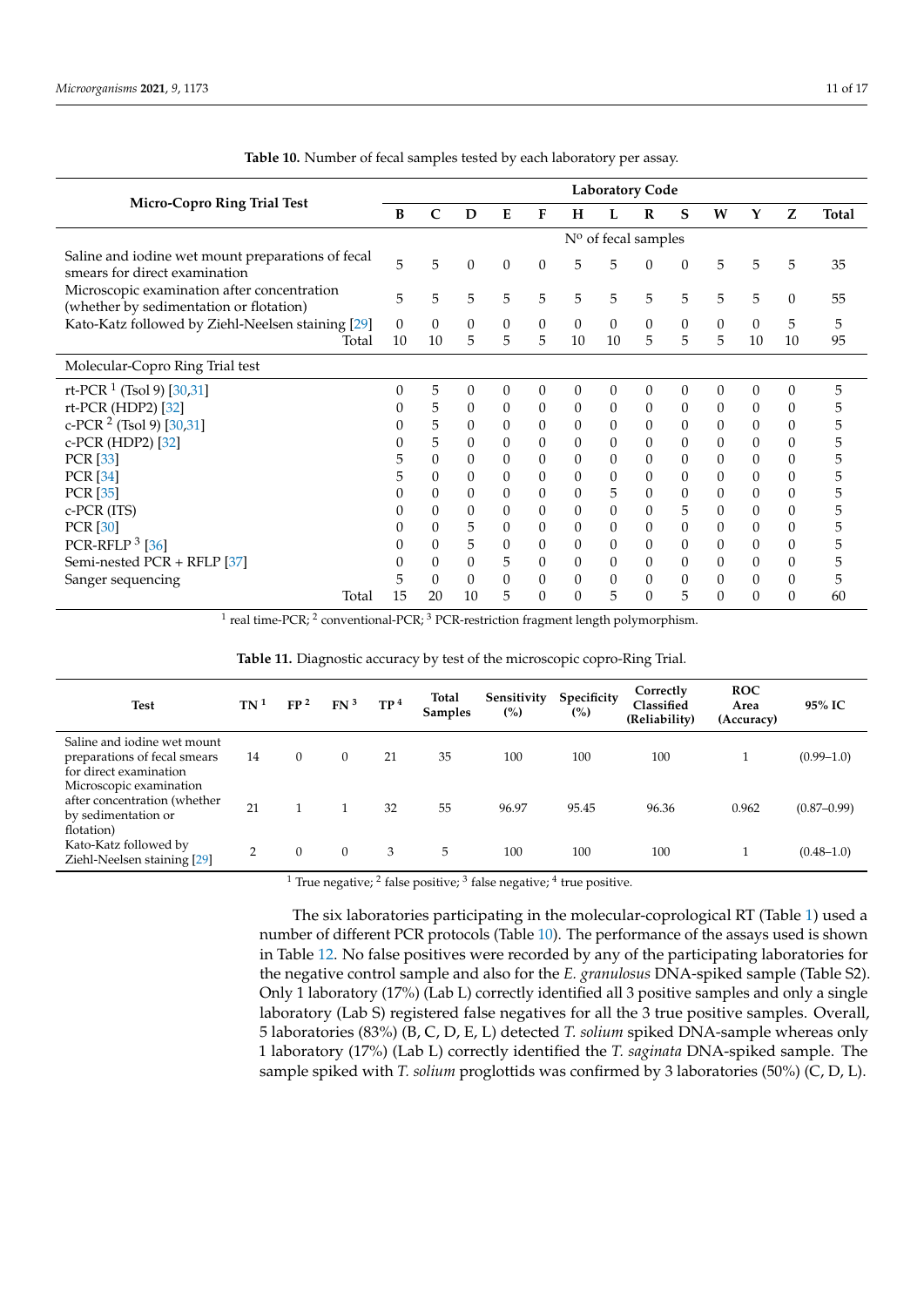**Table 10.** Number of fecal samples tested by each laboratory per assay.

| Micro-Copro Ring Trial Test | Laboratory Code | | | | | | | | | | | | |
|---|---|---|---|---|---|---|---|---|---|---|---|---|---|
| | B | C | D | E | F | H | L | R | S | W | Y | Z | Total |
| | Nº of fecal samples | | | | | | | | | | | | |
| Saline and iodine wet mount preparations of fecal smears for direct examination | 5 | 5 | 0 | 0 | 0 | 5 | 5 | 0 | 0 | 5 | 5 | 5 | 35 |
| Microscopic examination after concentration (whether by sedimentation or flotation) | 5 | 5 | 5 | 5 | 5 | 5 | 5 | 5 | 5 | 5 | 5 | 0 | 55 |
| Kato-Katz followed by Ziehl-Neelsen staining [29] | 0 | 0 | 0 | 0 | 0 | 0 | 0 | 0 | 0 | 0 | 0 | 5 | 5 |
| Total | 10 | 10 | 5 | 5 | 5 | 10 | 10 | 5 | 5 | 5 | 10 | 10 | 95 |
| **Molecular-Copro Ring Trial test** | | | | | | | | | | | | | |
| rt-PCR [1] (Tsol 9) [30,31] | 0 | 5 | 0 | 0 | 0 | 0 | 0 | 0 | 0 | 0 | 0 | 0 | 5 |
| rt-PCR (HDP2) [32] | 0 | 5 | 0 | 0 | 0 | 0 | 0 | 0 | 0 | 0 | 0 | 0 | 5 |
| c-PCR [2] (Tsol 9) [30,31] | 0 | 5 | 0 | 0 | 0 | 0 | 0 | 0 | 0 | 0 | 0 | 0 | 5 |
| c-PCR (HDP2) [32] | 0 | 5 | 0 | 0 | 0 | 0 | 0 | 0 | 0 | 0 | 0 | 0 | 5 |
| PCR [33] | 5 | 0 | 0 | 0 | 0 | 0 | 0 | 0 | 0 | 0 | 0 | 0 | 5 |
| PCR [34] | 5 | 0 | 0 | 0 | 0 | 0 | 0 | 0 | 0 | 0 | 0 | 0 | 5 |
| PCR [35] | 0 | 0 | 0 | 0 | 0 | 0 | 5 | 0 | 0 | 0 | 0 | 0 | 5 |
| c-PCR (ITS) | 0 | 0 | 0 | 0 | 0 | 0 | 0 | 0 | 5 | 0 | 0 | 0 | 5 |
| PCR [30] | 0 | 0 | 5 | 0 | 0 | 0 | 0 | 0 | 0 | 0 | 0 | 0 | 5 |
| PCR-RFLP [3] [36] | 0 | 0 | 5 | 0 | 0 | 0 | 0 | 0 | 0 | 0 | 0 | 0 | 5 |
| Semi-nested PCR + RFLP [37] | 0 | 0 | 0 | 5 | 0 | 0 | 0 | 0 | 0 | 0 | 0 | 0 | 5 |
| Sanger sequencing | 5 | 0 | 0 | 0 | 0 | 0 | 0 | 0 | 0 | 0 | 0 | 0 | 5 |
| Total | 15 | 20 | 10 | 5 | 0 | 0 | 5 | 0 | 5 | 0 | 0 | 0 | 60 |

[1] real time-PCR; [2] conventional-PCR; [3] PCR-restriction fragment length polymorphism.

**Table 11.** Diagnostic accuracy by test of the microscopic copro-Ring Trial.

| Test | TN [1] | FP [2] | FN [3] | TP [4] | Total Samples | Sensitivity (%) | Specificity (%) | Correctly Classified (Reliability) | ROC Area (Accuracy) | 95% IC |
|---|---|---|---|---|---|---|---|---|---|---|
| Saline and iodine wet mount preparations of fecal smears for direct examination | 14 | 0 | 0 | 21 | 35 | 100 | 100 | 100 | 1 | (0.99–1.0) |
| Microscopic examination after concentration (whether by sedimentation or flotation) | 21 | 1 | 1 | 32 | 55 | 96.97 | 95.45 | 96.36 | 0.962 | (0.87–0.99) |
| Kato-Katz followed by Ziehl-Neelsen staining [29] | 2 | 0 | 0 | 3 | 5 | 100 | 100 | 100 | 1 | (0.48–1.0) |

[1] True negative; [2] false positive; [3] false negative; [4] true positive.

The six laboratories participating in the molecular-coprological RT (Table 1) used a number of different PCR protocols (Table 10). The performance of the assays used is shown in Table 12. No false positives were recorded by any of the participating laboratories for the negative control sample and also for the *E. granulosus* DNA-spiked sample (Table S2). Only 1 laboratory (17%) (Lab L) correctly identified all 3 positive samples and only a single laboratory (Lab S) registered false negatives for all the 3 true positive samples. Overall, 5 laboratories (83%) (B, C, D, E, L) detected *T. solium* spiked DNA-sample whereas only 1 laboratory (17%) (Lab L) correctly identified the *T. saginata* DNA-spiked sample. The sample spiked with *T. solium* proglottids was confirmed by 3 laboratories (50%) (C, D, L).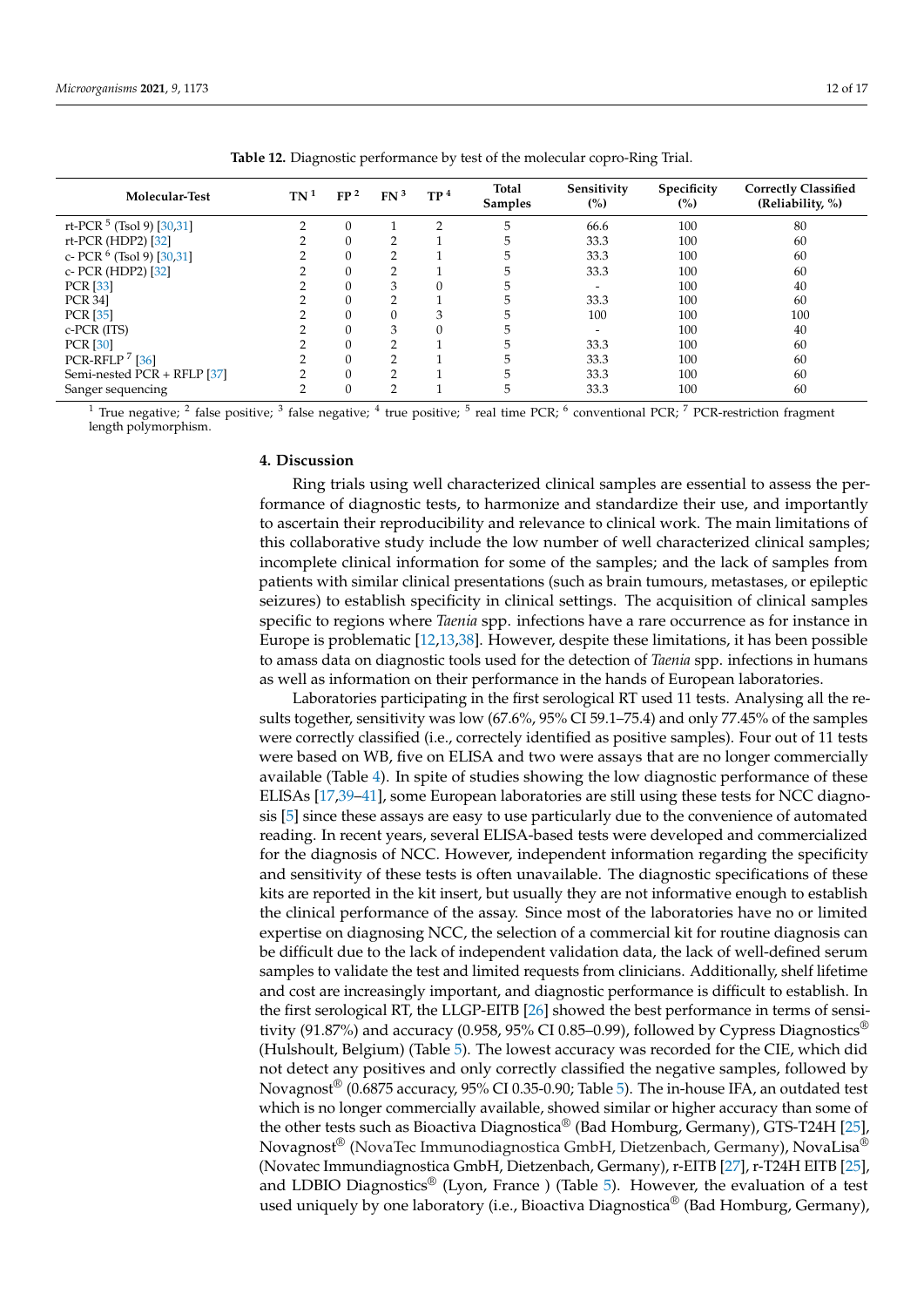**Table 12.** Diagnostic performance by test of the molecular copro-Ring Trial.

| Molecular-Test | TN [1] | FP [2] | FN [3] | TP [4] | Total Samples | Sensitivity (%) | Specificity (%) | Correctly Classified (Reliability, %) |
|---|---|---|---|---|---|---|---|---|
| rt-PCR [5] (Tsol 9) [30,31] | 2 | 0 | 1 | 2 | 5 | 66.6 | 100 | 80 |
| rt-PCR (HDP2) [32] | 2 | 0 | 2 | 1 | 5 | 33.3 | 100 | 60 |
| c- PCR [6] (Tsol 9) [30,31] | 2 | 0 | 2 | 1 | 5 | 33.3 | 100 | 60 |
| c- PCR (HDP2) [32] | 2 | 0 | 2 | 1 | 5 | 33.3 | 100 | 60 |
| PCR [33] | 2 | 0 | 3 | 0 | 5 | - | 100 | 40 |
| PCR 34] | 2 | 0 | 2 | 1 | 5 | 33.3 | 100 | 60 |
| PCR [35] | 2 | 0 | 0 | 3 | 5 | 100 | 100 | 100 |
| c-PCR (ITS) | 2 | 0 | 3 | 0 | 5 | - | 100 | 40 |
| PCR [30] | 2 | 0 | 2 | 1 | 5 | 33.3 | 100 | 60 |
| PCR-RFLP [7] [36] | 2 | 0 | 2 | 1 | 5 | 33.3 | 100 | 60 |
| Semi-nested PCR + RFLP [37] | 2 | 0 | 2 | 1 | 5 | 33.3 | 100 | 60 |
| Sanger sequencing | 2 | 0 | 2 | 1 | 5 | 33.3 | 100 | 60 |

[1] True negative; [2] false positive; [3] false negative; [4] true positive; [5] real time PCR; [6] conventional PCR; [7] PCR-restriction fragment length polymorphism.

## 4. Discussion

Ring trials using well characterized clinical samples are essential to assess the performance of diagnostic tests, to harmonize and standardize their use, and importantly to ascertain their reproducibility and relevance to clinical work. The main limitations of this collaborative study include the low number of well characterized clinical samples; incomplete clinical information for some of the samples; and the lack of samples from patients with similar clinical presentations (such as brain tumours, metastases, or epileptic seizures) to establish specificity in clinical settings. The acquisition of clinical samples specific to regions where *Taenia* spp. infections have a rare occurrence as for instance in Europe is problematic [12,13,38]. However, despite these limitations, it has been possible to amass data on diagnostic tools used for the detection of *Taenia* spp. infections in humans as well as information on their performance in the hands of European laboratories.

Laboratories participating in the first serological RT used 11 tests. Analysing all the results together, sensitivity was low (67.6%, 95% CI 59.1–75.4) and only 77.45% of the samples were correctly classified (i.e., correctly identified as positive samples). Four out of 11 tests were based on WB, five on ELISA and two were assays that are no longer commercially available (Table 4). In spite of studies showing the low diagnostic performance of these ELISAs [17,39–41], some European laboratories are still using these tests for NCC diagnosis [5] since these assays are easy to use particularly due to the convenience of automated reading. In recent years, several ELISA-based tests were developed and commercialized for the diagnosis of NCC. However, independent information regarding the specificity and sensitivity of these tests is often unavailable. The diagnostic specifications of these kits are reported in the kit insert, but usually they are not informative enough to establish the clinical performance of the assay. Since most of the laboratories have no or limited expertise on diagnosing NCC, the selection of a commercial kit for routine diagnosis can be difficult due to the lack of independent validation data, the lack of well-defined serum samples to validate the test and limited requests from clinicians. Additionally, shelf lifetime and cost are increasingly important, and diagnostic performance is difficult to establish. In the first serological RT, the LLGP-EITB [26] showed the best performance in terms of sensitivity (91.87%) and accuracy (0.958, 95% CI 0.85–0.99), followed by Cypress Diagnostics® (Hulshoult, Belgium) (Table 5). The lowest accuracy was recorded for the CIE, which did not detect any positives and only correctly classified the negative samples, followed by Novagnost® (0.6875 accuracy, 95% CI 0.35-0.90; Table 5). The in-house IFA, an outdated test which is no longer commercially available, showed similar or higher accuracy than some of the other tests such as Bioactiva Diagnostica® (Bad Homburg, Germany), GTS-T24H [25], Novagnost® (NovaTec Immunodiagnostica GmbH, Dietzenbach, Germany), NovaLisa® (Novatec Immundiagnostica GmbH, Dietzenbach, Germany), r-EITB [27], r-T24H EITB [25], and LDBIO Diagnostics® (Lyon, France ) (Table 5). However, the evaluation of a test used uniquely by one laboratory (i.e., Bioactiva Diagnostica® (Bad Homburg, Germany),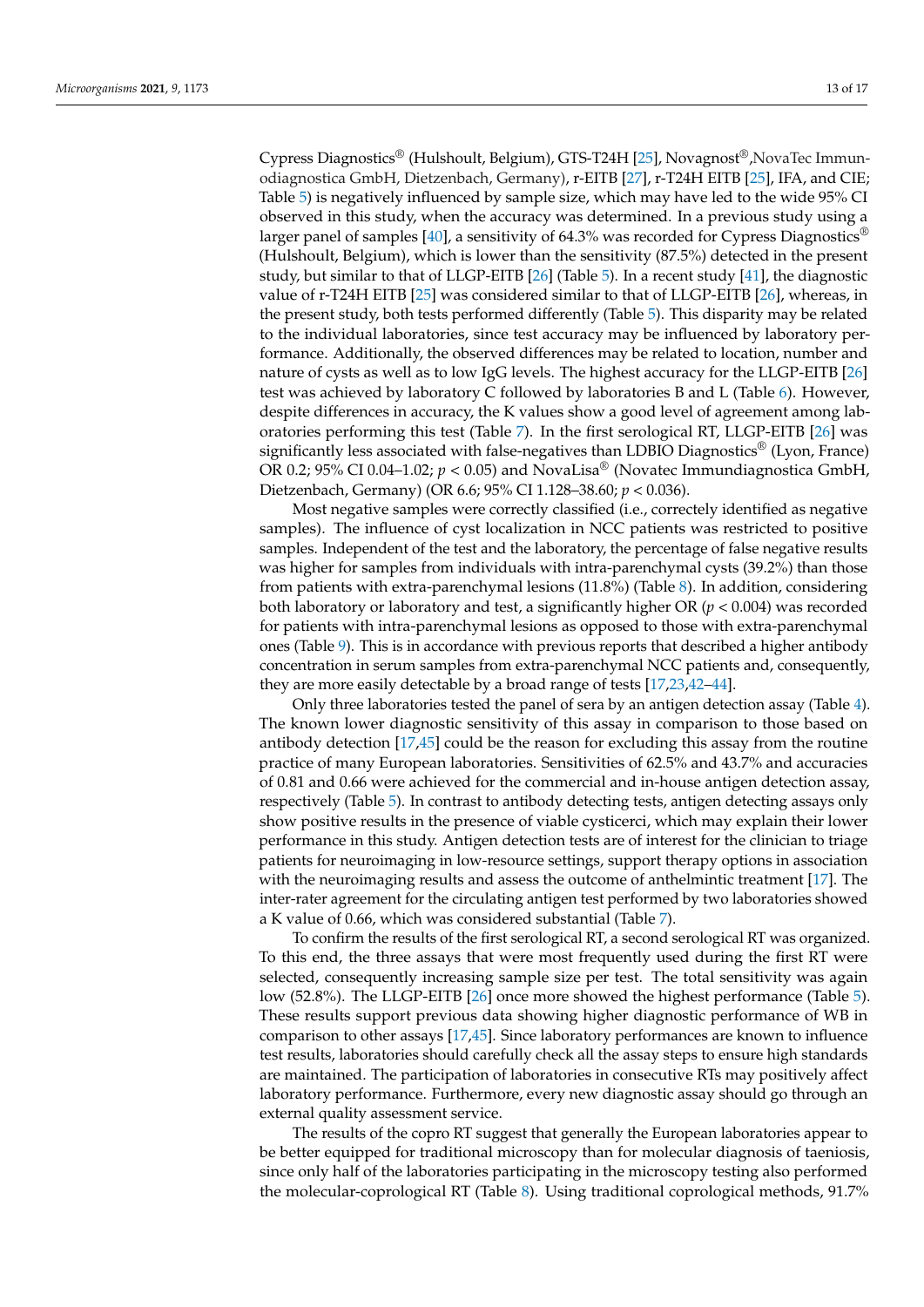Cypress Diagnostics® (Hulshoult, Belgium), GTS-T24H [25], Novagnost®,NovaTec Immunodiagnostica GmbH, Dietzenbach, Germany), r-EITB [27], r-T24H EITB [25], IFA, and CIE; Table 5) is negatively influenced by sample size, which may have led to the wide 95% CI observed in this study, when the accuracy was determined. In a previous study using a larger panel of samples [40], a sensitivity of 64.3% was recorded for Cypress Diagnostics® (Hulshoult, Belgium), which is lower than the sensitivity (87.5%) detected in the present study, but similar to that of LLGP-EITB [26] (Table 5). In a recent study [41], the diagnostic value of r-T24H EITB [25] was considered similar to that of LLGP-EITB [26], whereas, in the present study, both tests performed differently (Table 5). This disparity may be related to the individual laboratories, since test accuracy may be influenced by laboratory performance. Additionally, the observed differences may be related to location, number and nature of cysts as well as to low IgG levels. The highest accuracy for the LLGP-EITB [26] test was achieved by laboratory C followed by laboratories B and L (Table 6). However, despite differences in accuracy, the K values show a good level of agreement among laboratories performing this test (Table 7). In the first serological RT, LLGP-EITB [26] was significantly less associated with false-negatives than LDBIO Diagnostics® (Lyon, France) OR 0.2; 95% CI 0.04–1.02; $p < 0.05$) and NovaLisa® (Novatec Immundiagnostica GmbH, Dietzenbach, Germany) (OR 6.6; 95% CI 1.128–38.60; $p < 0.036$).

Most negative samples were correctly classified (i.e., correctely identified as negative samples). The influence of cyst localization in NCC patients was restricted to positive samples. Independent of the test and the laboratory, the percentage of false negative results was higher for samples from individuals with intra-parenchymal cysts (39.2%) than those from patients with extra-parenchymal lesions (11.8%) (Table 8). In addition, considering both laboratory or laboratory and test, a significantly higher OR ($p < 0.004$) was recorded for patients with intra-parenchymal lesions as opposed to those with extra-parenchymal ones (Table 9). This is in accordance with previous reports that described a higher antibody concentration in serum samples from extra-parenchymal NCC patients and, consequently, they are more easily detectable by a broad range of tests [17,23,42–44].

Only three laboratories tested the panel of sera by an antigen detection assay (Table 4). The known lower diagnostic sensitivity of this assay in comparison to those based on antibody detection [17,45] could be the reason for excluding this assay from the routine practice of many European laboratories. Sensitivities of 62.5% and 43.7% and accuracies of 0.81 and 0.66 were achieved for the commercial and in-house antigen detection assay, respectively (Table 5). In contrast to antibody detecting tests, antigen detecting assays only show positive results in the presence of viable cysticerci, which may explain their lower performance in this study. Antigen detection tests are of interest for the clinician to triage patients for neuroimaging in low-resource settings, support therapy options in association with the neuroimaging results and assess the outcome of anthelmintic treatment [17]. The inter-rater agreement for the circulating antigen test performed by two laboratories showed a K value of 0.66, which was considered substantial (Table 7).

To confirm the results of the first serological RT, a second serological RT was organized. To this end, the three assays that were most frequently used during the first RT were selected, consequently increasing sample size per test. The total sensitivity was again low (52.8%). The LLGP-EITB [26] once more showed the highest performance (Table 5). These results support previous data showing higher diagnostic performance of WB in comparison to other assays [17,45]. Since laboratory performances are known to influence test results, laboratories should carefully check all the assay steps to ensure high standards are maintained. The participation of laboratories in consecutive RTs may positively affect laboratory performance. Furthermore, every new diagnostic assay should go through an external quality assessment service.

The results of the copro RT suggest that generally the European laboratories appear to be better equipped for traditional microscopy than for molecular diagnosis of taeniosis, since only half of the laboratories participating in the microscopy testing also performed the molecular-coprological RT (Table 8). Using traditional coprological methods, 91.7%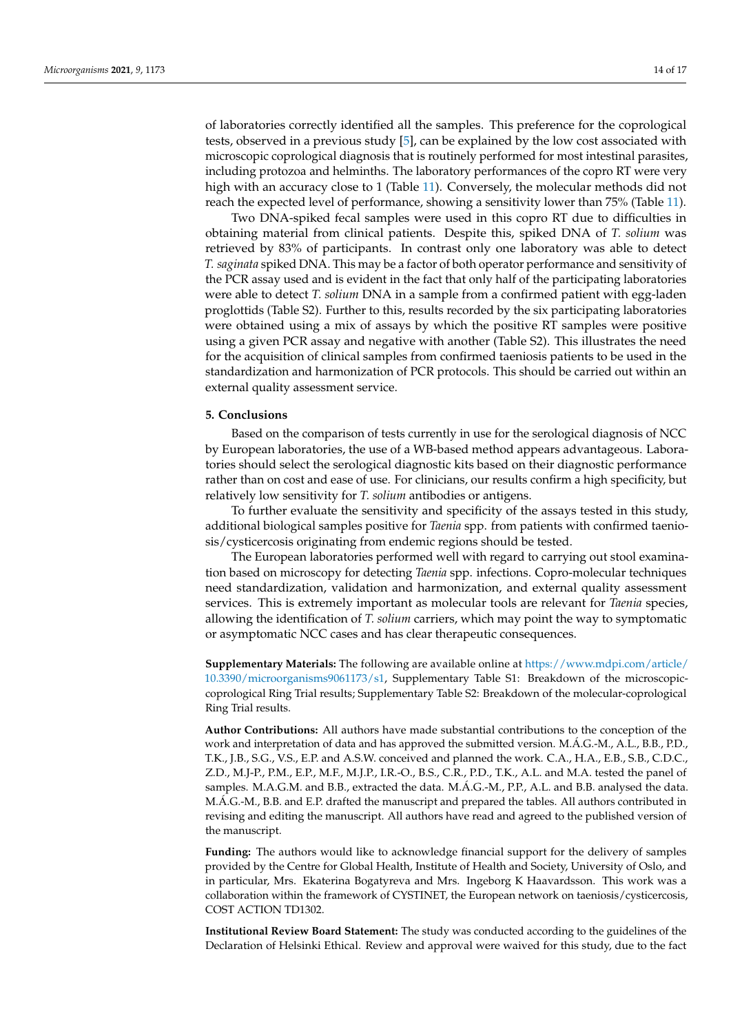of laboratories correctly identified all the samples. This preference for the coprological tests, observed in a previous study [5], can be explained by the low cost associated with microscopic coprological diagnosis that is routinely performed for most intestinal parasites, including protozoa and helminths. The laboratory performances of the copro RT were very high with an accuracy close to 1 (Table 11). Conversely, the molecular methods did not reach the expected level of performance, showing a sensitivity lower than 75% (Table 11).

Two DNA-spiked fecal samples were used in this copro RT due to difficulties in obtaining material from clinical patients. Despite this, spiked DNA of *T. solium* was retrieved by 83% of participants. In contrast only one laboratory was able to detect *T. saginata* spiked DNA. This may be a factor of both operator performance and sensitivity of the PCR assay used and is evident in the fact that only half of the participating laboratories were able to detect *T. solium* DNA in a sample from a confirmed patient with egg-laden proglottids (Table S2). Further to this, results recorded by the six participating laboratories were obtained using a mix of assays by which the positive RT samples were positive using a given PCR assay and negative with another (Table S2). This illustrates the need for the acquisition of clinical samples from confirmed taeniosis patients to be used in the standardization and harmonization of PCR protocols. This should be carried out within an external quality assessment service.

## 5. Conclusions

Based on the comparison of tests currently in use for the serological diagnosis of NCC by European laboratories, the use of a WB-based method appears advantageous. Laboratories should select the serological diagnostic kits based on their diagnostic performance rather than on cost and ease of use. For clinicians, our results confirm a high specificity, but relatively low sensitivity for *T. solium* antibodies or antigens.

To further evaluate the sensitivity and specificity of the assays tested in this study, additional biological samples positive for *Taenia* spp. from patients with confirmed taeniosis/cysticercosis originating from endemic regions should be tested.

The European laboratories performed well with regard to carrying out stool examination based on microscopy for detecting *Taenia* spp. infections. Copro-molecular techniques need standardization, validation and harmonization, and external quality assessment services. This is extremely important as molecular tools are relevant for *Taenia* species, allowing the identification of *T. solium* carriers, which may point the way to symptomatic or asymptomatic NCC cases and has clear therapeutic consequences.

**Supplementary Materials:** The following are available online at https://www.mdpi.com/article/10.3390/microorganisms9061173/s1, Supplementary Table S1: Breakdown of the microscopic-coprological Ring Trial results; Supplementary Table S2: Breakdown of the molecular-coprological Ring Trial results.

**Author Contributions:** All authors have made substantial contributions to the conception of the work and interpretation of data and has approved the submitted version. M.Á.G.-M., A.L., B.B., P.D., T.K., J.B., S.G., V.S., E.P. and A.S.W. conceived and planned the work. C.A., H.A., E.B., S.B., C.D.C., Z.D., M.J-P., P.M., E.P., M.F., M.J.P., I.R.-O., B.S., C.R., P.D., T.K., A.L. and M.A. tested the panel of samples. M.A.G.M. and B.B., extracted the data. M.Á.G.-M., P.P., A.L. and B.B. analysed the data. M.Á.G.-M., B.B. and E.P. drafted the manuscript and prepared the tables. All authors contributed in revising and editing the manuscript. All authors have read and agreed to the published version of the manuscript.

**Funding:** The authors would like to acknowledge financial support for the delivery of samples provided by the Centre for Global Health, Institute of Health and Society, University of Oslo, and in particular, Mrs. Ekaterina Bogatyreva and Mrs. Ingeborg K Haavardsson. This work was a collaboration within the framework of CYSTINET, the European network on taeniosis/cysticercosis, COST ACTION TD1302.

**Institutional Review Board Statement:** The study was conducted according to the guidelines of the Declaration of Helsinki Ethical. Review and approval were waived for this study, due to the fact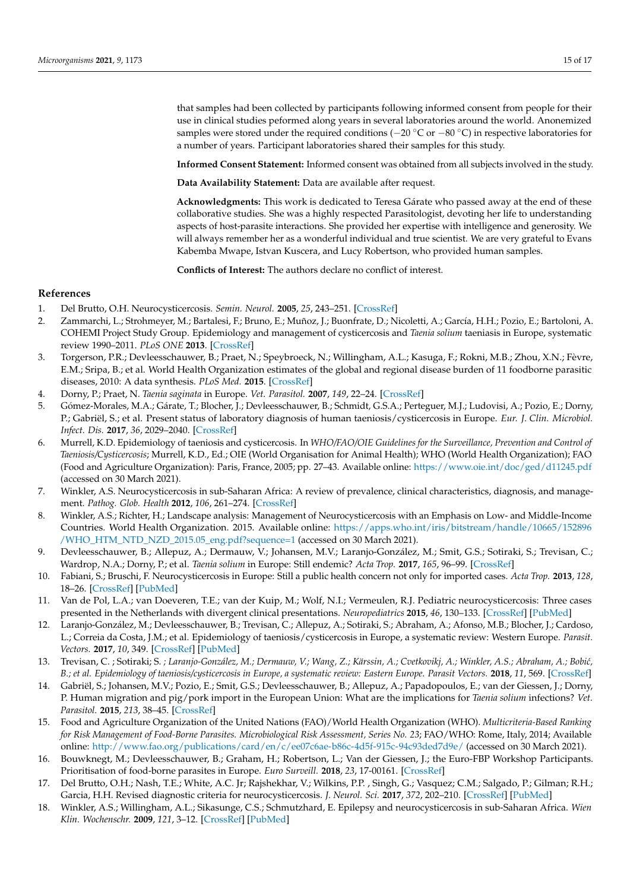that samples had been collected by participants following informed consent from people for their use in clinical studies peformed along years in several laboratories around the world. Anonemized samples were stored under the required conditions (−20 °C or −80 °C) in respective laboratories for a number of years. Participant laboratories shared their samples for this study.

**Informed Consent Statement:** Informed consent was obtained from all subjects involved in the study.

**Data Availability Statement:** Data are available after request.

**Acknowledgments:** This work is dedicated to Teresa Gárate who passed away at the end of these collaborative studies. She was a highly respected Parasitologist, devoting her life to understanding aspects of host-parasite interactions. She provided her expertise with intelligence and generosity. We will always remember her as a wonderful individual and true scientist. We are very grateful to Evans Kabemba Mwape, Istvan Kuscera, and Lucy Robertson, who provided human samples.

**Conflicts of Interest:** The authors declare no conflict of interest.

## References

1. Del Brutto, O.H. Neurocysticercosis. *Semin. Neurol.* **2005**, *25*, 243–251. [CrossRef]
2. Zammarchi, L.; Strohmeyer, M.; Bartalesi, F.; Bruno, E.; Muñoz, J.; Buonfrate, D.; Nicoletti, A.; García, H.H.; Pozio, E.; Bartoloni, A. COHEMI Project Study Group. Epidemiology and management of cysticercosis and *Taenia solium* taeniasis in Europe, systematic review 1990–2011. *PLoS ONE* **2013**. [CrossRef]
3. Torgerson, P.R.; Devleesschauwer, B.; Praet, N.; Speybroeck, N.; Willingham, A.L.; Kasuga, F.; Rokni, M.B.; Zhou, X.N.; Fèvre, E.M.; Sripa, B.; et al. World Health Organization estimates of the global and regional disease burden of 11 foodborne parasitic diseases, 2010: A data synthesis. *PLoS Med.* **2015**. [CrossRef]
4. Dorny, P.; Praet, N. *Taenia saginata* in Europe. *Vet. Parasitol.* **2007**, *149*, 22–24. [CrossRef]
5. Gómez-Morales, M.A.; Gárate, T.; Blocher, J.; Devleesschauwer, B.; Schmidt, G.S.A.; Perteguer, M.J.; Ludovisi, A.; Pozio, E.; Dorny, P.; Gabriël, S.; et al. Present status of laboratory diagnosis of human taeniosis/cysticercosis in Europe. *Eur. J. Clin. Microbiol. Infect. Dis.* **2017**, *36*, 2029–2040. [CrossRef]
6. Murrell, K.D. Epidemiology of taeniosis and cysticercosis. In *WHO/FAO/OIE Guidelines for the Surveillance, Prevention and Control of Taeniosis/Cysticercosis*; Murrell, K.D., Ed.; OIE (World Organisation for Animal Health); WHO (World Health Organization); FAO (Food and Agriculture Organization): Paris, France, 2005; pp. 27–43. Available online: https://www.oie.int/doc/ged/d11245.pdf (accessed on 30 March 2021).
7. Winkler, A.S. Neurocysticercosis in sub-Saharan Africa: A review of prevalence, clinical characteristics, diagnosis, and management. *Pathog. Glob. Health* **2012**, *106*, 261–274. [CrossRef]
8. Winkler, A.S.; Richter, H.; Landscape analysis: Management of Neurocysticercosis with an Emphasis on Low- and Middle-Income Countries. World Health Organization. 2015. Available online: https://apps.who.int/iris/bitstream/handle/10665/152896/WHO_HTM_NTD_NZD_2015.05_eng.pdf?sequence=1 (accessed on 30 March 2021).
9. Devleesschauwer, B.; Allepuz, A.; Dermauw, V.; Johansen, M.V.; Laranjo-González, M.; Smit, G.S.; Sotiraki, S.; Trevisan, C.; Wardrop, N.A.; Dorny, P.; et al. *Taenia solium* in Europe: Still endemic? *Acta Trop.* **2017**, *165*, 96–99. [CrossRef]
10. Fabiani, S.; Bruschi, F. Neurocysticercosis in Europe: Still a public health concern not only for imported cases. *Acta Trop.* **2013**, *128*, 18–26. [CrossRef] [PubMed]
11. Van de Pol, L.A.; van Doeveren, T.E.; van der Kuip, M.; Wolf, N.I.; Vermeulen, R.J. Pediatric neurocysticercosis: Three cases presented in the Netherlands with divergent clinical presentations. *Neuropediatrics* **2015**, *46*, 130–133. [CrossRef] [PubMed]
12. Laranjo-González, M.; Devleesschauwer, B.; Trevisan, C.; Allepuz, A.; Sotiraki, S.; Abraham, A.; Afonso, M.B.; Blocher, J.; Cardoso, L.; Correia da Costa, J.M.; et al. Epidemiology of taeniosis/cysticercosis in Europe, a systematic review: Western Europe. *Parasit. Vectors.* **2017**, *10*, 349. [CrossRef] [PubMed]
13. Trevisan, C. ; Sotiraki; S. *; Laranjo-González, M.; Dermauw, V.; Wang, Z.; Kärssin, A.; Cvetkovikj, A.; Winkler, A.S.; Abraham, A.; Bobić, B.; et al. Epidemiology of taeniosis/cysticercosis in Europe, a systematic review: Eastern Europe. Parasit Vectors.* **2018**, *11*, 569. [CrossRef]
14. Gabriël, S.; Johansen, M.V.; Pozio, E.; Smit, G.S.; Devleesschauwer, B.; Allepuz, A.; Papadopoulos, E.; van der Giessen, J.; Dorny, P. Human migration and pig/pork import in the European Union: What are the implications for *Taenia solium* infections? *Vet. Parasitol.* **2015**, *213*, 38–45. [CrossRef]
15. Food and Agriculture Organization of the United Nations (FAO)/World Health Organization (WHO). *Multicriteria-Based Ranking for Risk Management of Food-Borne Parasites. Microbiological Risk Assessment, Series No. 23*; FAO/WHO: Rome, Italy, 2014; Available online: http://www.fao.org/publications/card/en/c/ee07c6ae-b86c-4d5f-915c-94c93ded7d9e/ (accessed on 30 March 2021).
16. Bouwknegt, M.; Devleesschauwer, B.; Graham, H.; Robertson, L.; Van der Giessen, J.; the Euro-FBP Workshop Participants. Prioritisation of food-borne parasites in Europe. *Euro Surveill.* **2018**, *23*, 17-00161. [CrossRef]
17. Del Brutto, O.H.; Nash, T.E.; White, A.C. Jr; Rajshekhar, V.; Wilkins, P.P. , Singh, G.; Vasquez; C.M.; Salgado, P.; Gilman; R.H.; Garcia, H.H. Revised diagnostic criteria for neurocysticercosis. *J. Neurol. Sci.* **2017**, *372*, 202–210. [CrossRef] [PubMed]
18. Winkler, A.S.; Willingham, A.L.; Sikasunge, C.S.; Schmutzhard, E. Epilepsy and neurocysticercosis in sub-Saharan Africa. *Wien Klin. Wochenschr.* **2009**, *121*, 3–12. [CrossRef] [PubMed]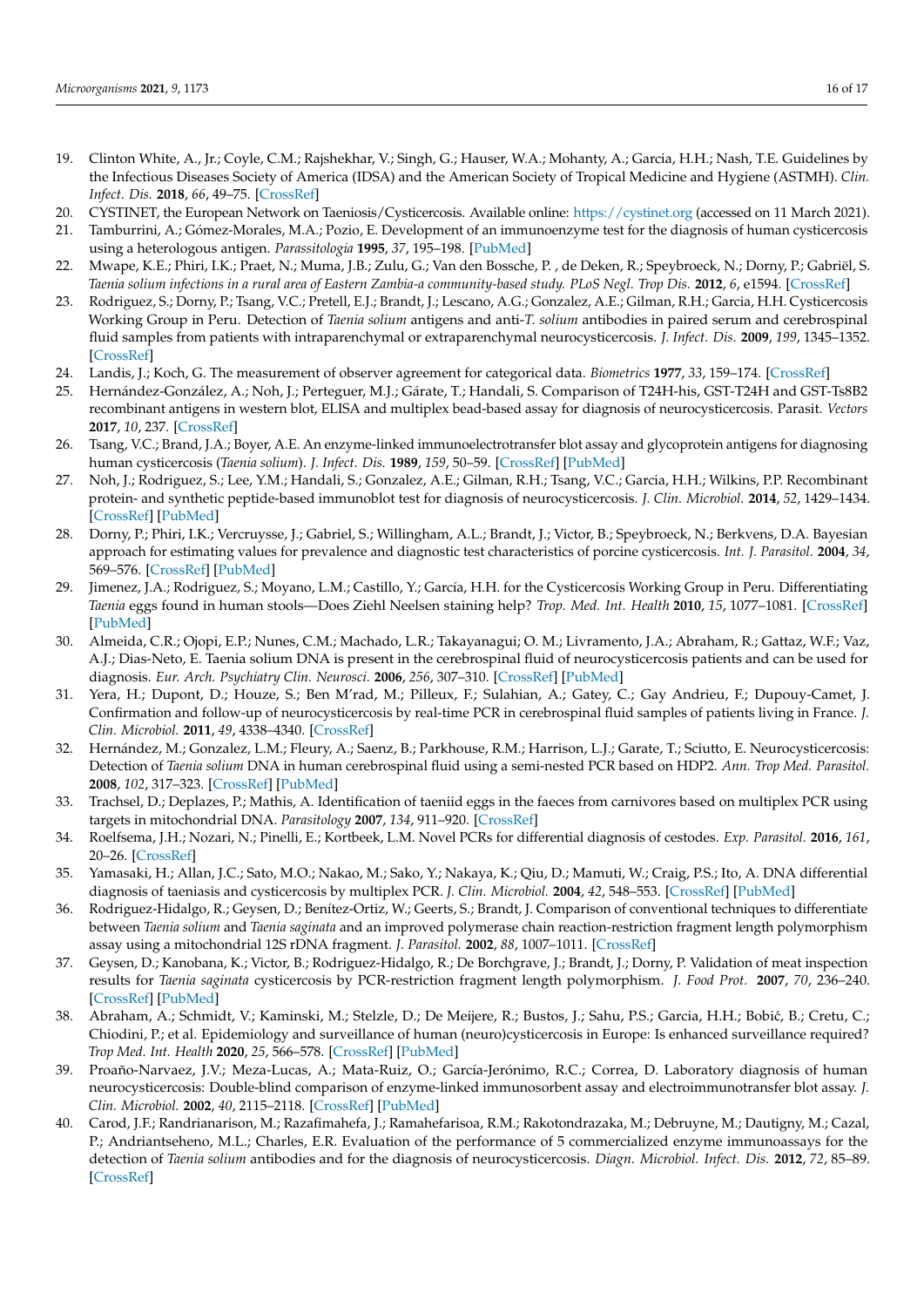19. Clinton White, A., Jr.; Coyle, C.M.; Rajshekhar, V.; Singh, G.; Hauser, W.A.; Mohanty, A.; Garcia, H.H.; Nash, T.E. Guidelines by the Infectious Diseases Society of America (IDSA) and the American Society of Tropical Medicine and Hygiene (ASTMH). *Clin. Infect. Dis.* **2018**, *66*, 49–75. [CrossRef]
20. CYSTINET, the European Network on Taeniosis/Cysticercosis. Available online: https://cystinet.org (accessed on 11 March 2021).
21. Tamburrini, A.; Gómez-Morales, M.A.; Pozio, E. Development of an immunoenzyme test for the diagnosis of human cysticercosis using a heterologous antigen. *Parassitologia* **1995**, *37*, 195–198. [PubMed]
22. Mwape, K.E.; Phiri, I.K.; Praet, N.; Muma, J.B.; Zulu, G.; Van den Bossche, P. , de Deken, R.; Speybroeck, N.; Dorny, P.; Gabriël, S. *Taenia solium infections in a rural area of Eastern Zambia-a community-based study. PLoS Negl. Trop Dis.* **2012**, *6*, e1594. [CrossRef]
23. Rodriguez, S.; Dorny, P.; Tsang, V.C.; Pretell, E.J.; Brandt, J.; Lescano, A.G.; Gonzalez, A.E.; Gilman, R.H.; Garcia, H.H. Cysticercosis Working Group in Peru. Detection of *Taenia solium* antigens and anti-*T. solium* antibodies in paired serum and cerebrospinal fluid samples from patients with intraparenchymal or extraparenchymal neurocysticercosis. *J. Infect. Dis.* **2009**, *199*, 1345–1352. [CrossRef]
24. Landis, J.; Koch, G. The measurement of observer agreement for categorical data. *Biometrics* **1977**, *33*, 159–174. [CrossRef]
25. Hernández-González, A.; Noh, J.; Perteguer, M.J.; Gárate, T.; Handali, S. Comparison of T24H-his, GST-T24H and GST-Ts8B2 recombinant antigens in western blot, ELISA and multiplex bead-based assay for diagnosis of neurocysticercosis. Parasit. *Vectors* **2017**, *10*, 237. [CrossRef]
26. Tsang, V.C.; Brand, J.A.; Boyer, A.E. An enzyme-linked immunoelectrotransfer blot assay and glycoprotein antigens for diagnosing human cysticercosis (*Taenia solium*). *J. Infect. Dis.* **1989**, *159*, 50–59. [CrossRef] [PubMed]
27. Noh, J.; Rodriguez, S.; Lee, Y.M.; Handali, S.; Gonzalez, A.E.; Gilman, R.H.; Tsang, V.C.; Garcia, H.H.; Wilkins, P.P. Recombinant protein- and synthetic peptide-based immunoblot test for diagnosis of neurocysticercosis. *J. Clin. Microbiol.* **2014**, *52*, 1429–1434. [CrossRef] [PubMed]
28. Dorny, P.; Phiri, I.K.; Vercruysse, J.; Gabriel, S.; Willingham, A.L.; Brandt, J.; Victor, B.; Speybroeck, N.; Berkvens, D.A. Bayesian approach for estimating values for prevalence and diagnostic test characteristics of porcine cysticercosis. *Int. J. Parasitol.* **2004**, *34*, 569–576. [CrossRef] [PubMed]
29. Jimenez, J.A.; Rodriguez, S.; Moyano, L.M.; Castillo, Y.; García, H.H. for the Cysticercosis Working Group in Peru. Differentiating *Taenia* eggs found in human stools—Does Ziehl Neelsen staining help? *Trop. Med. Int. Health* **2010**, *15*, 1077–1081. [CrossRef] [PubMed]
30. Almeida, C.R.; Ojopi, E.P.; Nunes, C.M.; Machado, L.R.; Takayanagui; O. M.; Livramento, J.A.; Abraham, R.; Gattaz, W.F.; Vaz, A.J.; Dias-Neto, E. Taenia solium DNA is present in the cerebrospinal fluid of neurocysticercosis patients and can be used for diagnosis. *Eur. Arch. Psychiatry Clin. Neurosci.* **2006**, *256*, 307–310. [CrossRef] [PubMed]
31. Yera, H.; Dupont, D.; Houze, S.; Ben M'rad, M.; Pilleux, F.; Sulahian, A.; Gatey, C.; Gay Andrieu, F.; Dupouy-Camet, J. Confirmation and follow-up of neurocysticercosis by real-time PCR in cerebrospinal fluid samples of patients living in France. *J. Clin. Microbiol.* **2011**, *49*, 4338–4340. [CrossRef]
32. Hernández, M.; Gonzalez, L.M.; Fleury, A.; Saenz, B.; Parkhouse, R.M.; Harrison, L.J.; Garate, T.; Sciutto, E. Neurocysticercosis: Detection of *Taenia solium* DNA in human cerebrospinal fluid using a semi-nested PCR based on HDP2. *Ann. Trop Med. Parasitol.* **2008**, *102*, 317–323. [CrossRef] [PubMed]
33. Trachsel, D.; Deplazes, P.; Mathis, A. Identification of taeniid eggs in the faeces from carnivores based on multiplex PCR using targets in mitochondrial DNA. *Parasitology* **2007**, *134*, 911–920. [CrossRef]
34. Roelfsema, J.H.; Nozari, N.; Pinelli, E.; Kortbeek, L.M. Novel PCRs for differential diagnosis of cestodes. *Exp. Parasitol.* **2016**, *161*, 20–26. [CrossRef]
35. Yamasaki, H.; Allan, J.C.; Sato, M.O.; Nakao, M.; Sako, Y.; Nakaya, K.; Qiu, D.; Mamuti, W.; Craig, P.S.; Ito, A. DNA differential diagnosis of taeniasis and cysticercosis by multiplex PCR. *J. Clin. Microbiol.* **2004**, *42*, 548–553. [CrossRef] [PubMed]
36. Rodriguez-Hidalgo, R.; Geysen, D.; Benítez-Ortiz, W.; Geerts, S.; Brandt, J. Comparison of conventional techniques to differentiate between *Taenia solium* and *Taenia saginata* and an improved polymerase chain reaction-restriction fragment length polymorphism assay using a mitochondrial 12S rDNA fragment. *J. Parasitol.* **2002**, *88*, 1007–1011. [CrossRef]
37. Geysen, D.; Kanobana, K.; Victor, B.; Rodriguez-Hidalgo, R.; De Borchgrave, J.; Brandt, J.; Dorny, P. Validation of meat inspection results for *Taenia saginata* cysticercosis by PCR-restriction fragment length polymorphism. *J. Food Prot.* **2007**, *70*, 236–240. [CrossRef] [PubMed]
38. Abraham, A.; Schmidt, V.; Kaminski, M.; Stelzle, D.; De Meijere, R.; Bustos, J.; Sahu, P.S.; Garcia, H.H.; Bobić, B.; Cretu, C.; Chiodini, P.; et al. Epidemiology and surveillance of human (neuro)cysticercosis in Europe: Is enhanced surveillance required? *Trop Med. Int. Health* **2020**, *25*, 566–578. [CrossRef] [PubMed]
39. Proaño-Narvaez, J.V.; Meza-Lucas, A.; Mata-Ruiz, O.; García-Jerónimo, R.C.; Correa, D. Laboratory diagnosis of human neurocysticercosis: Double-blind comparison of enzyme-linked immunosorbent assay and electroimmunotransfer blot assay. *J. Clin. Microbiol.* **2002**, *40*, 2115–2118. [CrossRef] [PubMed]
40. Carod, J.F.; Randrianarison, M.; Razafimahefa, J.; Ramahefarisoa, R.M.; Rakotondrazaka, M.; Debruyne, M.; Dautigny, M.; Cazal, P.; Andriantseheno, M.L.; Charles, E.R. Evaluation of the performance of 5 commercialized enzyme immunoassays for the detection of *Taenia solium* antibodies and for the diagnosis of neurocysticercosis. *Diagn. Microbiol. Infect. Dis.* **2012**, *72*, 85–89. [CrossRef]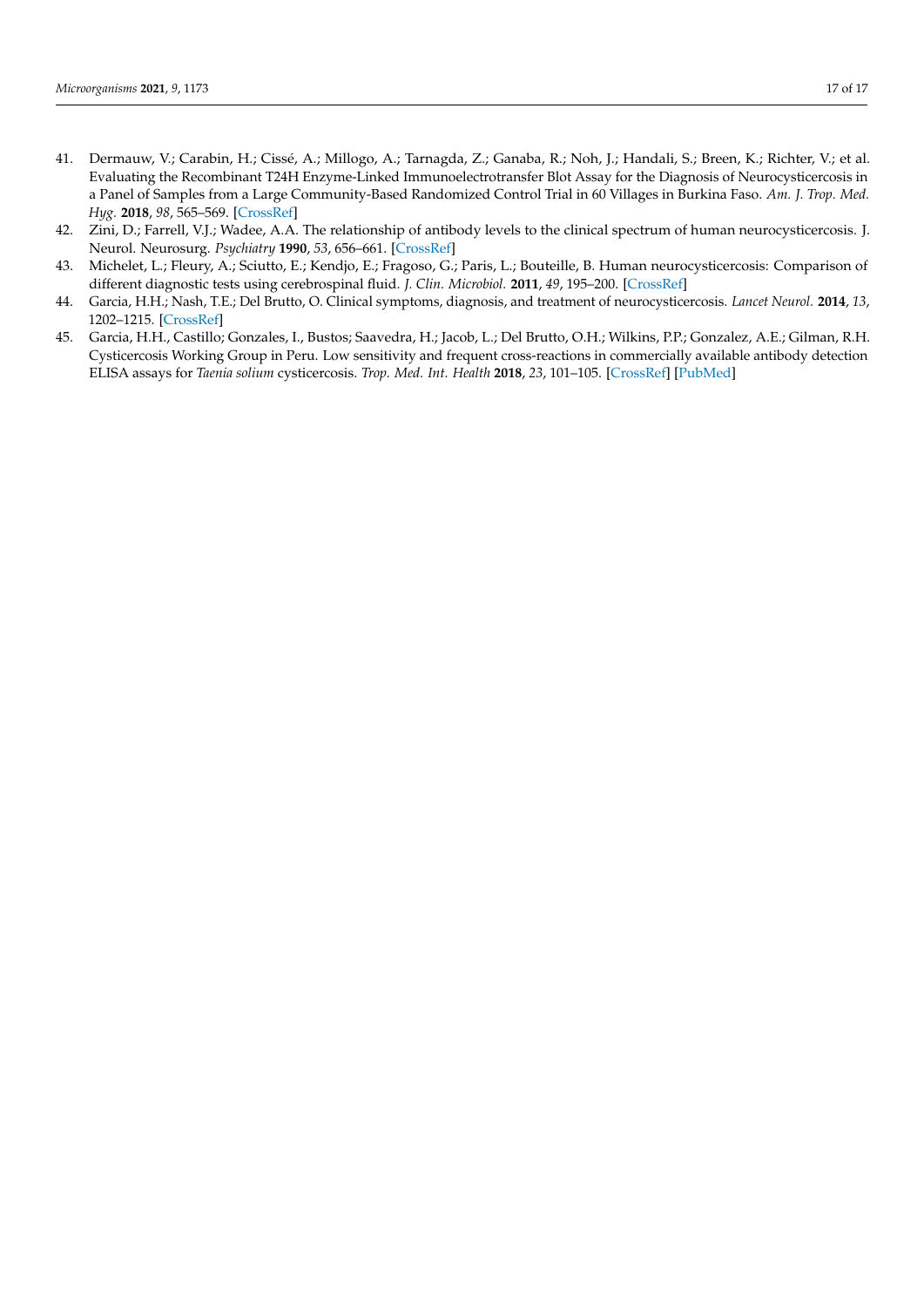41. Dermauw, V.; Carabin, H.; Cissé, A.; Millogo, A.; Tarnagda, Z.; Ganaba, R.; Noh, J.; Handali, S.; Breen, K.; Richter, V.; et al. Evaluating the Recombinant T24H Enzyme-Linked Immunoelectrotransfer Blot Assay for the Diagnosis of Neurocysticercosis in a Panel of Samples from a Large Community-Based Randomized Control Trial in 60 Villages in Burkina Faso. *Am. J. Trop. Med. Hyg.* **2018**, *98*, 565–569. [CrossRef]
42. Zini, D.; Farrell, V.J.; Wadee, A.A. The relationship of antibody levels to the clinical spectrum of human neurocysticercosis. J. Neurol. Neurosurg. *Psychiatry* **1990**, *53*, 656–661. [CrossRef]
43. Michelet, L.; Fleury, A.; Sciutto, E.; Kendjo, E.; Fragoso, G.; Paris, L.; Bouteille, B. Human neurocysticercosis: Comparison of different diagnostic tests using cerebrospinal fluid. *J. Clin. Microbiol.* **2011**, *49*, 195–200. [CrossRef]
44. Garcia, H.H.; Nash, T.E.; Del Brutto, O. Clinical symptoms, diagnosis, and treatment of neurocysticercosis. *Lancet Neurol.* **2014**, *13*, 1202–1215. [CrossRef]
45. Garcia, H.H., Castillo; Gonzales, I., Bustos; Saavedra, H.; Jacob, L.; Del Brutto, O.H.; Wilkins, P.P.; Gonzalez, A.E.; Gilman, R.H. Cysticercosis Working Group in Peru. Low sensitivity and frequent cross-reactions in commercially available antibody detection ELISA assays for *Taenia solium* cysticercosis. *Trop. Med. Int. Health* **2018**, *23*, 101–105. [CrossRef] [PubMed]